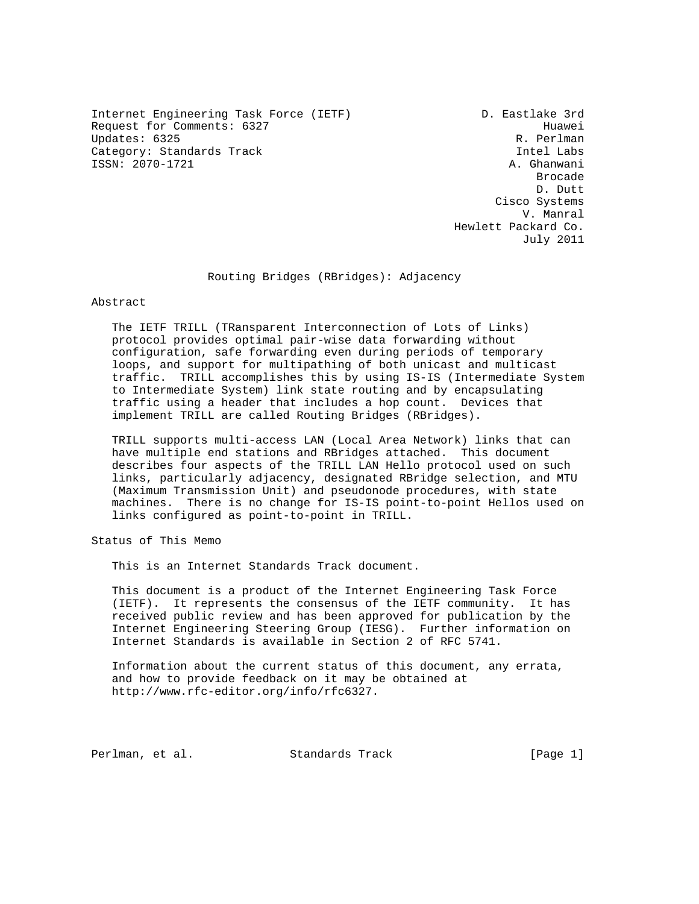Internet Engineering Task Force (IETF)  
Request for Comments: 6327  
Updates: 6325  
Category: Standards Track  
ISSN: 2070-1721

D. Eastlake 3rd, Huawei  
R. Perlman, Intel Labs  
A. Ghanwani, Brocade  
D. Dutt, Cisco Systems  
V. Manral, Hewlett Packard Co.  
July 2011

# Routing Bridges (RBridges): Adjacency

## Abstract

The IETF TRILL (TRansparent Interconnection of Lots of Links) protocol provides optimal pair-wise data forwarding without configuration, safe forwarding even during periods of temporary loops, and support for multipathing of both unicast and multicast traffic. TRILL accomplishes this by using IS-IS (Intermediate System to Intermediate System) link state routing and by encapsulating traffic using a header that includes a hop count. Devices that implement TRILL are called Routing Bridges (RBridges).

TRILL supports multi-access LAN (Local Area Network) links that can have multiple end stations and RBridges attached. This document describes four aspects of the TRILL LAN Hello protocol used on such links, particularly adjacency, designated RBridge selection, and MTU (Maximum Transmission Unit) and pseudonode procedures, with state machines. There is no change for IS-IS point-to-point Hellos used on links configured as point-to-point in TRILL.

## Status of This Memo

This is an Internet Standards Track document.

This document is a product of the Internet Engineering Task Force (IETF). It represents the consensus of the IETF community. It has received public review and has been approved for publication by the Internet Engineering Steering Group (IESG). Further information on Internet Standards is available in Section 2 of RFC 5741.

Information about the current status of this document, any errata, and how to provide feedback on it may be obtained at http://www.rfc-editor.org/info/rfc6327.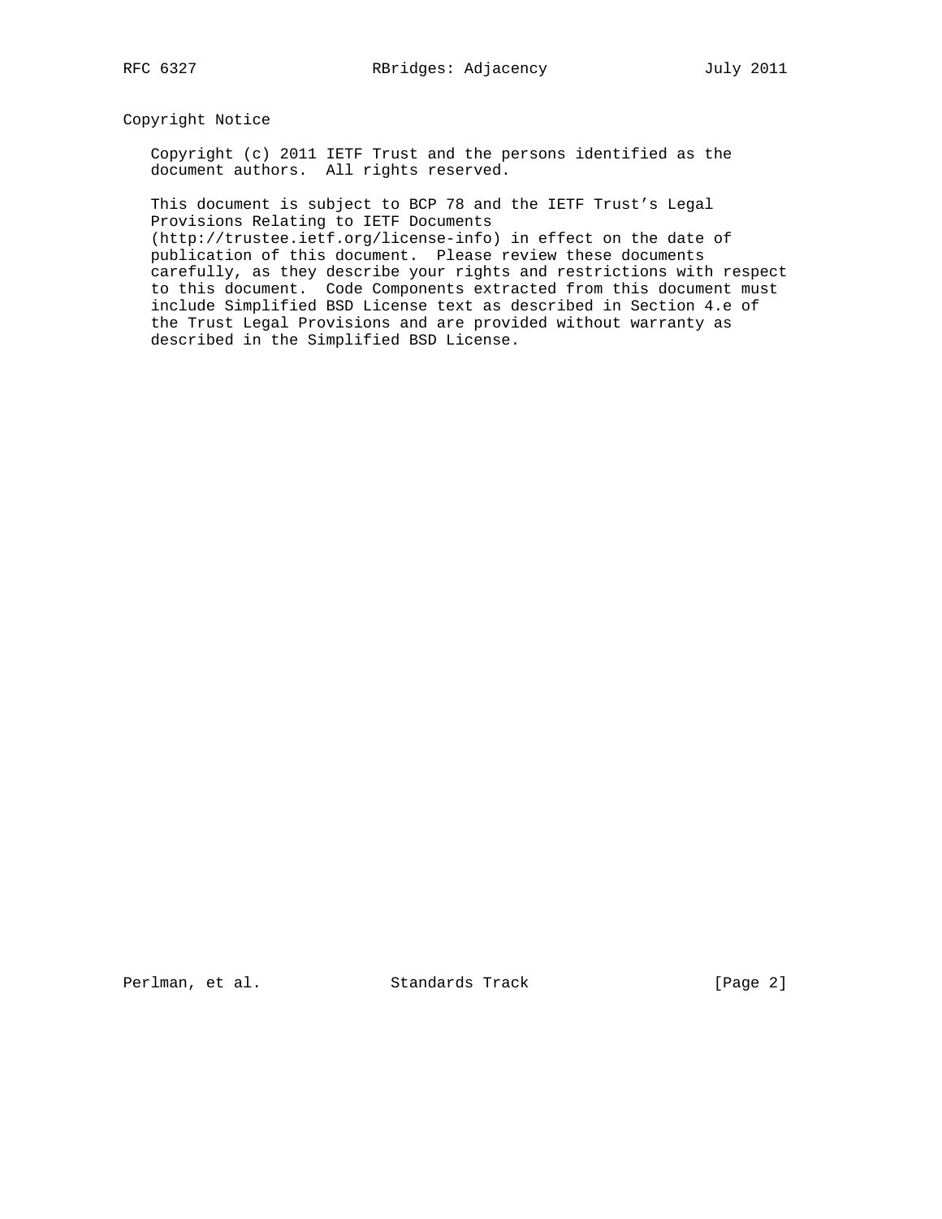## Copyright Notice

Copyright (c) 2011 IETF Trust and the persons identified as the document authors. All rights reserved.

This document is subject to BCP 78 and the IETF Trust's Legal Provisions Relating to IETF Documents (http://trustee.ietf.org/license-info) in effect on the date of publication of this document. Please review these documents carefully, as they describe your rights and restrictions with respect to this document. Code Components extracted from this document must include Simplified BSD License text as described in Section 4.e of the Trust Legal Provisions and are provided without warranty as described in the Simplified BSD License.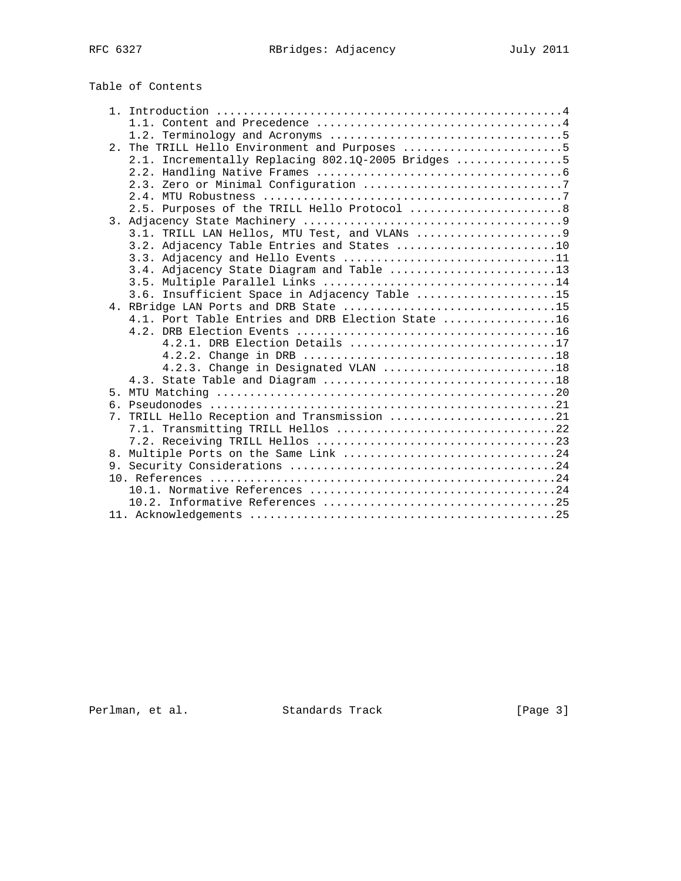Table of Contents

```
   1. Introduction ....................................................4
      1.1. Content and Precedence .....................................4
      1.2. Terminology and Acronyms ...................................5
   2. The TRILL Hello Environment and Purposes ........................5
      2.1. Incrementally Replacing 802.1Q-2005 Bridges ................5
      2.2. Handling Native Frames .....................................6
      2.3. Zero or Minimal Configuration ..............................7
      2.4. MTU Robustness .............................................7
      2.5. Purposes of the TRILL Hello Protocol .......................8
   3. Adjacency State Machinery .......................................9
      3.1. TRILL LAN Hellos, MTU Test, and VLANs ......................9
      3.2. Adjacency Table Entries and States ........................10
      3.3. Adjacency and Hello Events ................................11
      3.4. Adjacency State Diagram and Table .........................13
      3.5. Multiple Parallel Links ...................................14
      3.6. Insufficient Space in Adjacency Table .....................15
   4. RBridge LAN Ports and DRB State ................................15
      4.1. Port Table Entries and DRB Election State .................16
      4.2. DRB Election Events .......................................16
           4.2.1. DRB Election Details ...............................17
           4.2.2. Change in DRB ......................................18
           4.2.3. Change in Designated VLAN ..........................18
      4.3. State Table and Diagram ...................................18
   5. MTU Matching ...................................................20
   6. Pseudonodes ....................................................21
   7. TRILL Hello Reception and Transmission .........................21
      7.1. Transmitting TRILL Hellos .................................22
      7.2. Receiving TRILL Hellos ....................................23
   8. Multiple Ports on the Same Link ................................24
   9. Security Considerations ........................................24
   10. References ....................................................24
      10.1. Normative References .....................................24
      10.2. Informative References ...................................25
   11. Acknowledgements ..............................................25
```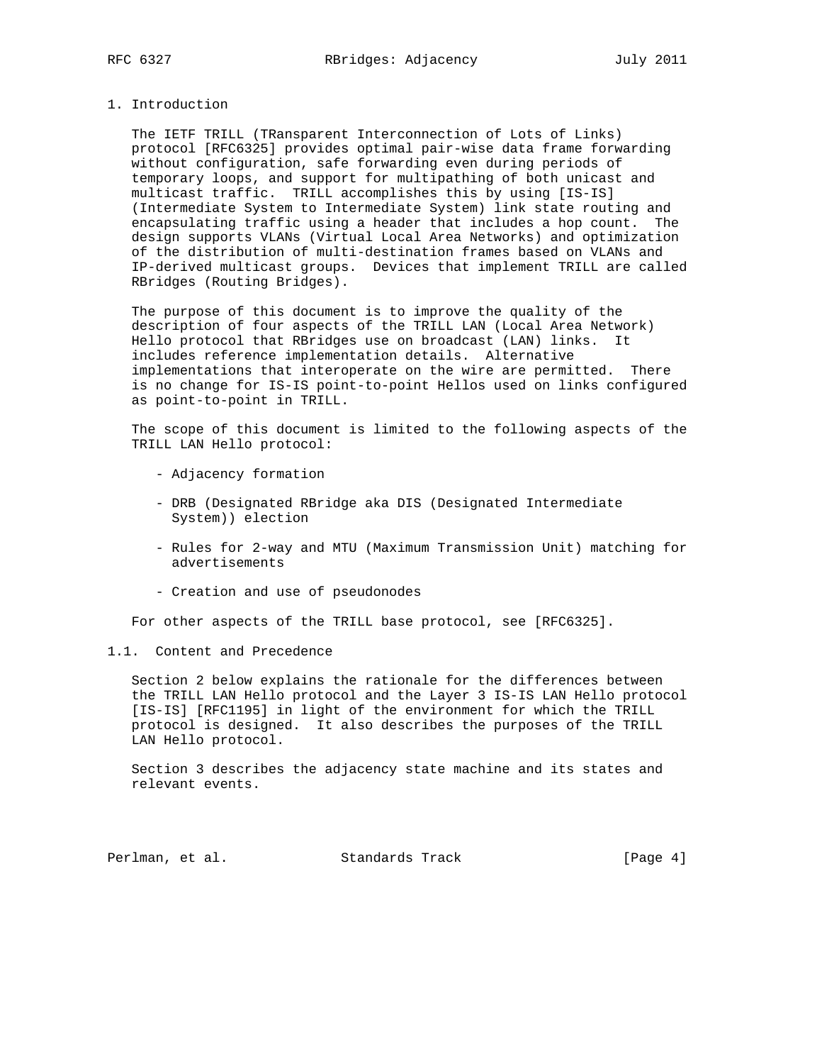# 1. Introduction

The IETF TRILL (TRansparent Interconnection of Lots of Links) protocol [RFC6325] provides optimal pair-wise data frame forwarding without configuration, safe forwarding even during periods of temporary loops, and support for multipathing of both unicast and multicast traffic. TRILL accomplishes this by using [IS-IS] (Intermediate System to Intermediate System) link state routing and encapsulating traffic using a header that includes a hop count. The design supports VLANs (Virtual Local Area Networks) and optimization of the distribution of multi-destination frames based on VLANs and IP-derived multicast groups. Devices that implement TRILL are called RBridges (Routing Bridges).

The purpose of this document is to improve the quality of the description of four aspects of the TRILL LAN (Local Area Network) Hello protocol that RBridges use on broadcast (LAN) links. It includes reference implementation details. Alternative implementations that interoperate on the wire are permitted. There is no change for IS-IS point-to-point Hellos used on links configured as point-to-point in TRILL.

The scope of this document is limited to the following aspects of the TRILL LAN Hello protocol:

- Adjacency formation
- DRB (Designated RBridge aka DIS (Designated Intermediate System)) election
- Rules for 2-way and MTU (Maximum Transmission Unit) matching for advertisements
- Creation and use of pseudonodes

For other aspects of the TRILL base protocol, see [RFC6325].

## 1.1. Content and Precedence

Section 2 below explains the rationale for the differences between the TRILL LAN Hello protocol and the Layer 3 IS-IS LAN Hello protocol [IS-IS] [RFC1195] in light of the environment for which the TRILL protocol is designed. It also describes the purposes of the TRILL LAN Hello protocol.

Section 3 describes the adjacency state machine and its states and relevant events.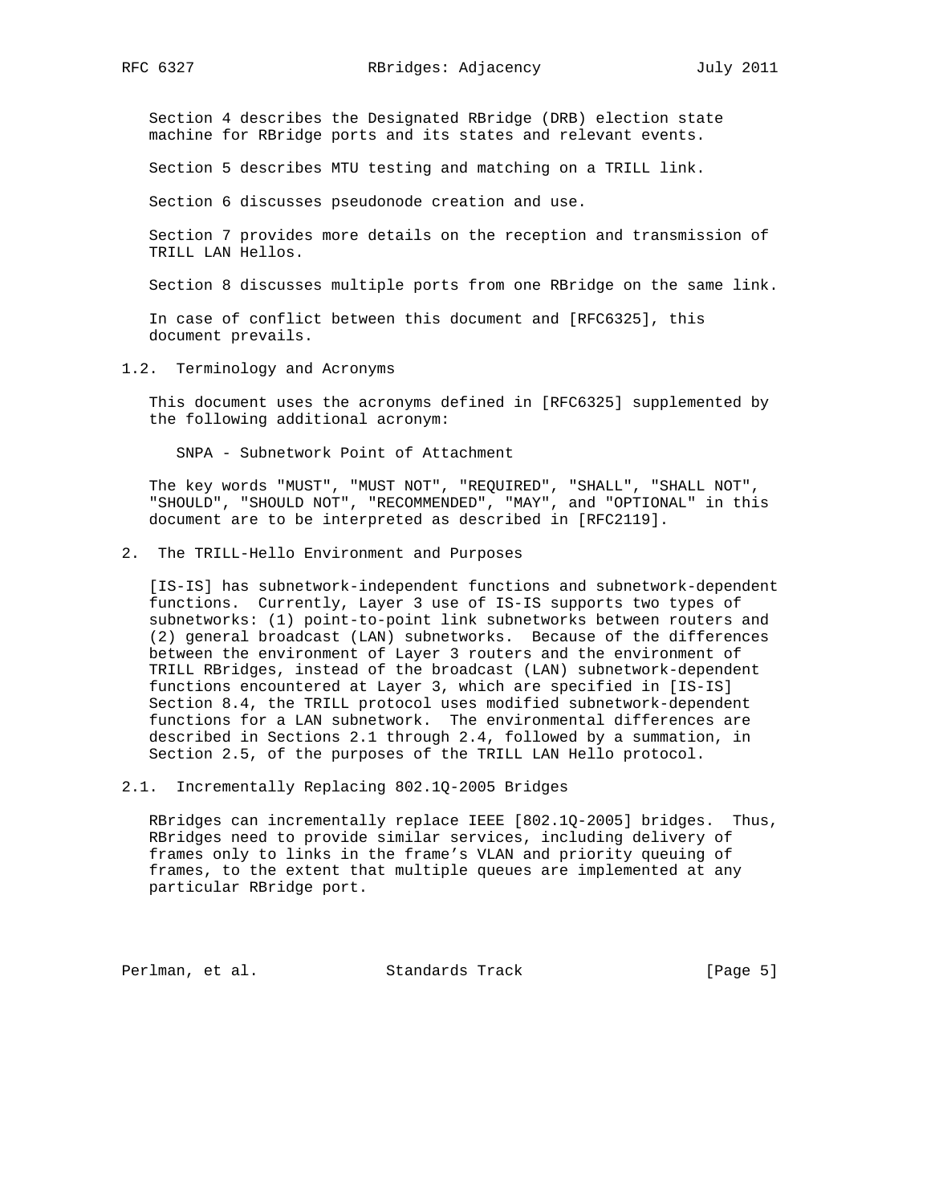Section 4 describes the Designated RBridge (DRB) election state machine for RBridge ports and its states and relevant events.

Section 5 describes MTU testing and matching on a TRILL link.

Section 6 discusses pseudonode creation and use.

Section 7 provides more details on the reception and transmission of TRILL LAN Hellos.

Section 8 discusses multiple ports from one RBridge on the same link.

In case of conflict between this document and [RFC6325], this document prevails.

### 1.2. Terminology and Acronyms

This document uses the acronyms defined in [RFC6325] supplemented by the following additional acronym:

SNPA - Subnetwork Point of Attachment

The key words "MUST", "MUST NOT", "REQUIRED", "SHALL", "SHALL NOT", "SHOULD", "SHOULD NOT", "RECOMMENDED", "MAY", and "OPTIONAL" in this document are to be interpreted as described in [RFC2119].

## 2. The TRILL-Hello Environment and Purposes

[IS-IS] has subnetwork-independent functions and subnetwork-dependent functions. Currently, Layer 3 use of IS-IS supports two types of subnetworks: (1) point-to-point link subnetworks between routers and (2) general broadcast (LAN) subnetworks. Because of the differences between the environment of Layer 3 routers and the environment of TRILL RBridges, instead of the broadcast (LAN) subnetwork-dependent functions encountered at Layer 3, which are specified in [IS-IS] Section 8.4, the TRILL protocol uses modified subnetwork-dependent functions for a LAN subnetwork. The environmental differences are described in Sections 2.1 through 2.4, followed by a summation, in Section 2.5, of the purposes of the TRILL LAN Hello protocol.

### 2.1. Incrementally Replacing 802.1Q-2005 Bridges

RBridges can incrementally replace IEEE [802.1Q-2005] bridges. Thus, RBridges need to provide similar services, including delivery of frames only to links in the frame's VLAN and priority queuing of frames, to the extent that multiple queues are implemented at any particular RBridge port.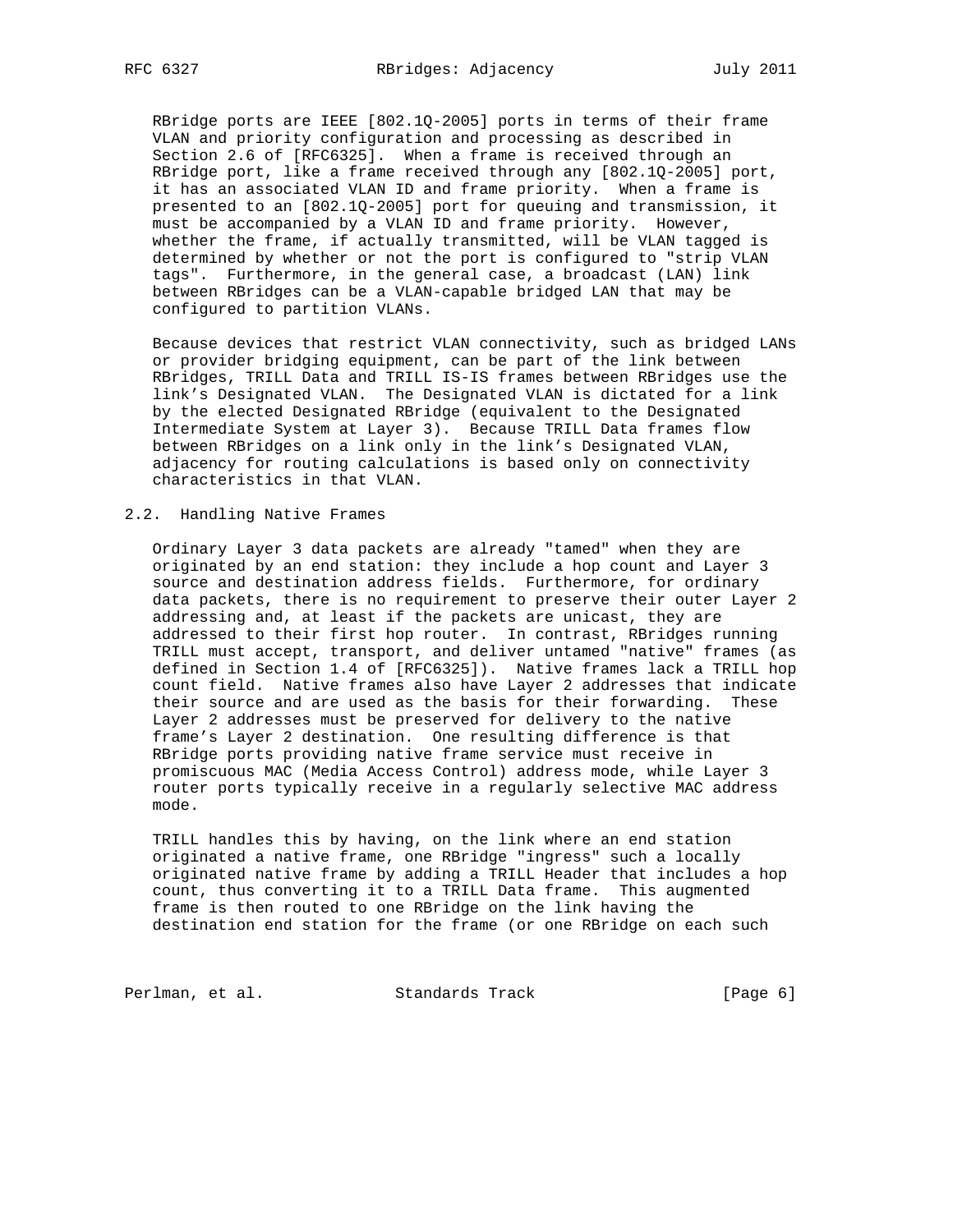RBridge ports are IEEE [802.1Q-2005] ports in terms of their frame VLAN and priority configuration and processing as described in Section 2.6 of [RFC6325]. When a frame is received through an RBridge port, like a frame received through any [802.1Q-2005] port, it has an associated VLAN ID and frame priority. When a frame is presented to an [802.1Q-2005] port for queuing and transmission, it must be accompanied by a VLAN ID and frame priority. However, whether the frame, if actually transmitted, will be VLAN tagged is determined by whether or not the port is configured to "strip VLAN tags". Furthermore, in the general case, a broadcast (LAN) link between RBridges can be a VLAN-capable bridged LAN that may be configured to partition VLANs.

Because devices that restrict VLAN connectivity, such as bridged LANs or provider bridging equipment, can be part of the link between RBridges, TRILL Data and TRILL IS-IS frames between RBridges use the link's Designated VLAN. The Designated VLAN is dictated for a link by the elected Designated RBridge (equivalent to the Designated Intermediate System at Layer 3). Because TRILL Data frames flow between RBridges on a link only in the link's Designated VLAN, adjacency for routing calculations is based only on connectivity characteristics in that VLAN.

## 2.2. Handling Native Frames

Ordinary Layer 3 data packets are already "tamed" when they are originated by an end station: they include a hop count and Layer 3 source and destination address fields. Furthermore, for ordinary data packets, there is no requirement to preserve their outer Layer 2 addressing and, at least if the packets are unicast, they are addressed to their first hop router. In contrast, RBridges running TRILL must accept, transport, and deliver untamed "native" frames (as defined in Section 1.4 of [RFC6325]). Native frames lack a TRILL hop count field. Native frames also have Layer 2 addresses that indicate their source and are used as the basis for their forwarding. These Layer 2 addresses must be preserved for delivery to the native frame's Layer 2 destination. One resulting difference is that RBridge ports providing native frame service must receive in promiscuous MAC (Media Access Control) address mode, while Layer 3 router ports typically receive in a regularly selective MAC address mode.

TRILL handles this by having, on the link where an end station originated a native frame, one RBridge "ingress" such a locally originated native frame by adding a TRILL Header that includes a hop count, thus converting it to a TRILL Data frame. This augmented frame is then routed to one RBridge on the link having the destination end station for the frame (or one RBridge on each such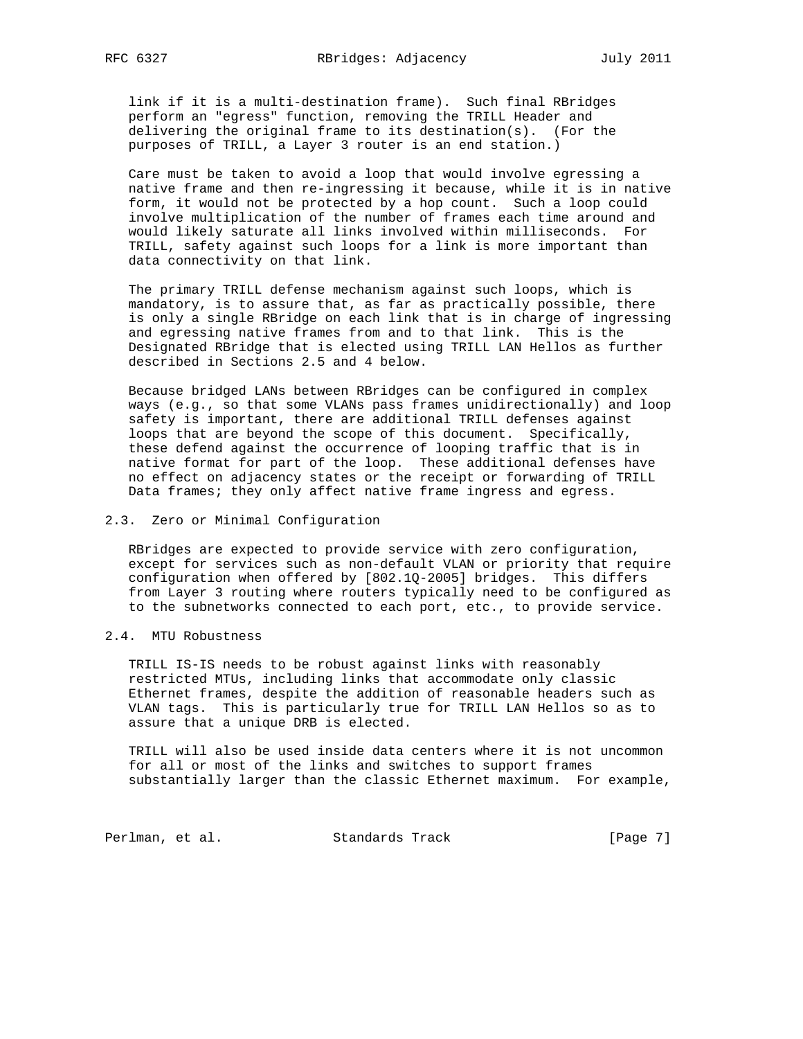link if it is a multi-destination frame). Such final RBridges perform an "egress" function, removing the TRILL Header and delivering the original frame to its destination(s). (For the purposes of TRILL, a Layer 3 router is an end station.)

Care must be taken to avoid a loop that would involve egressing a native frame and then re-ingressing it because, while it is in native form, it would not be protected by a hop count. Such a loop could involve multiplication of the number of frames each time around and would likely saturate all links involved within milliseconds. For TRILL, safety against such loops for a link is more important than data connectivity on that link.

The primary TRILL defense mechanism against such loops, which is mandatory, is to assure that, as far as practically possible, there is only a single RBridge on each link that is in charge of ingressing and egressing native frames from and to that link. This is the Designated RBridge that is elected using TRILL LAN Hellos as further described in Sections 2.5 and 4 below.

Because bridged LANs between RBridges can be configured in complex ways (e.g., so that some VLANs pass frames unidirectionally) and loop safety is important, there are additional TRILL defenses against loops that are beyond the scope of this document. Specifically, these defend against the occurrence of looping traffic that is in native format for part of the loop. These additional defenses have no effect on adjacency states or the receipt or forwarding of TRILL Data frames; they only affect native frame ingress and egress.

## 2.3. Zero or Minimal Configuration

RBridges are expected to provide service with zero configuration, except for services such as non-default VLAN or priority that require configuration when offered by [802.1Q-2005] bridges. This differs from Layer 3 routing where routers typically need to be configured as to the subnetworks connected to each port, etc., to provide service.

## 2.4. MTU Robustness

TRILL IS-IS needs to be robust against links with reasonably restricted MTUs, including links that accommodate only classic Ethernet frames, despite the addition of reasonable headers such as VLAN tags. This is particularly true for TRILL LAN Hellos so as to assure that a unique DRB is elected.

TRILL will also be used inside data centers where it is not uncommon for all or most of the links and switches to support frames substantially larger than the classic Ethernet maximum. For example,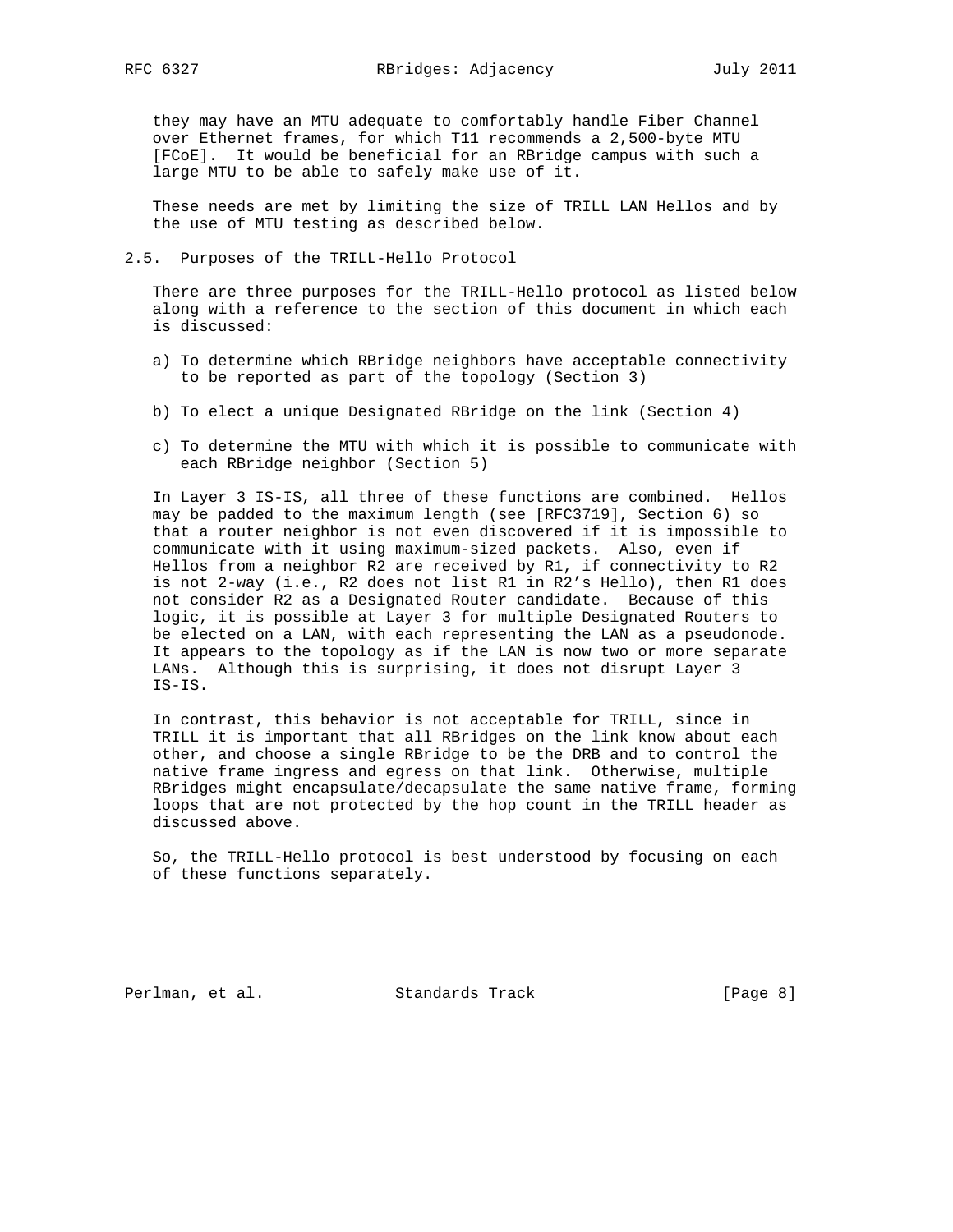they may have an MTU adequate to comfortably handle Fiber Channel over Ethernet frames, for which T11 recommends a 2,500-byte MTU [FCoE]. It would be beneficial for an RBridge campus with such a large MTU to be able to safely make use of it.

These needs are met by limiting the size of TRILL LAN Hellos and by the use of MTU testing as described below.

## 2.5. Purposes of the TRILL-Hello Protocol

There are three purposes for the TRILL-Hello protocol as listed below along with a reference to the section of this document in which each is discussed:

a) To determine which RBridge neighbors have acceptable connectivity to be reported as part of the topology (Section 3)

b) To elect a unique Designated RBridge on the link (Section 4)

c) To determine the MTU with which it is possible to communicate with each RBridge neighbor (Section 5)

In Layer 3 IS-IS, all three of these functions are combined. Hellos may be padded to the maximum length (see [RFC3719], Section 6) so that a router neighbor is not even discovered if it is impossible to communicate with it using maximum-sized packets. Also, even if Hellos from a neighbor R2 are received by R1, if connectivity to R2 is not 2-way (i.e., R2 does not list R1 in R2's Hello), then R1 does not consider R2 as a Designated Router candidate. Because of this logic, it is possible at Layer 3 for multiple Designated Routers to be elected on a LAN, with each representing the LAN as a pseudonode. It appears to the topology as if the LAN is now two or more separate LANs. Although this is surprising, it does not disrupt Layer 3 IS-IS.

In contrast, this behavior is not acceptable for TRILL, since in TRILL it is important that all RBridges on the link know about each other, and choose a single RBridge to be the DRB and to control the native frame ingress and egress on that link. Otherwise, multiple RBridges might encapsulate/decapsulate the same native frame, forming loops that are not protected by the hop count in the TRILL header as discussed above.

So, the TRILL-Hello protocol is best understood by focusing on each of these functions separately.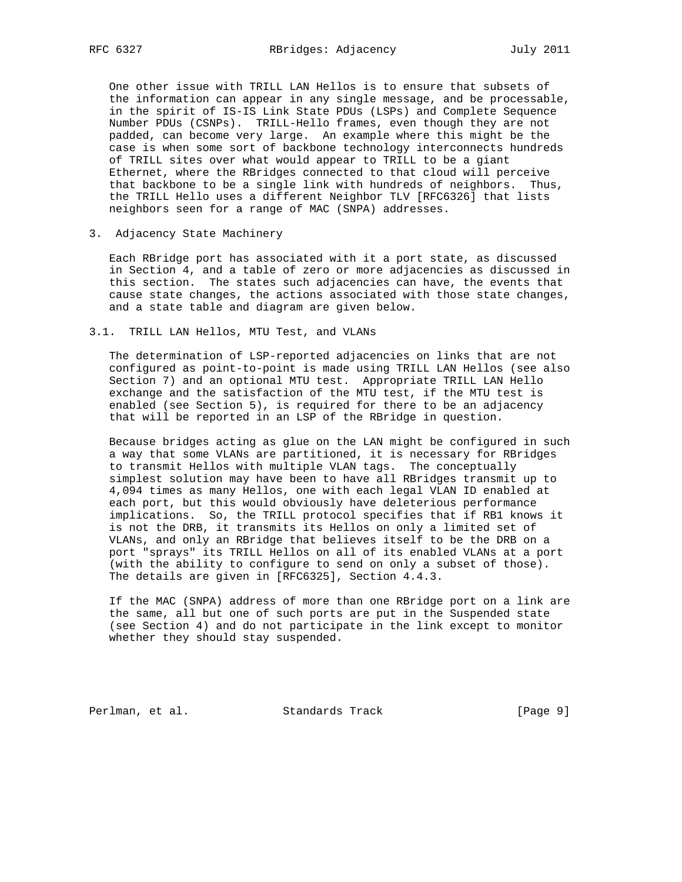One other issue with TRILL LAN Hellos is to ensure that subsets of the information can appear in any single message, and be processable, in the spirit of IS-IS Link State PDUs (LSPs) and Complete Sequence Number PDUs (CSNPs). TRILL-Hello frames, even though they are not padded, can become very large. An example where this might be the case is when some sort of backbone technology interconnects hundreds of TRILL sites over what would appear to TRILL to be a giant Ethernet, where the RBridges connected to that cloud will perceive that backbone to be a single link with hundreds of neighbors. Thus, the TRILL Hello uses a different Neighbor TLV [RFC6326] that lists neighbors seen for a range of MAC (SNPA) addresses.

## 3. Adjacency State Machinery

Each RBridge port has associated with it a port state, as discussed in Section 4, and a table of zero or more adjacencies as discussed in this section. The states such adjacencies can have, the events that cause state changes, the actions associated with those state changes, and a state table and diagram are given below.

### 3.1. TRILL LAN Hellos, MTU Test, and VLANs

The determination of LSP-reported adjacencies on links that are not configured as point-to-point is made using TRILL LAN Hellos (see also Section 7) and an optional MTU test. Appropriate TRILL LAN Hello exchange and the satisfaction of the MTU test, if the MTU test is enabled (see Section 5), is required for there to be an adjacency that will be reported in an LSP of the RBridge in question.

Because bridges acting as glue on the LAN might be configured in such a way that some VLANs are partitioned, it is necessary for RBridges to transmit Hellos with multiple VLAN tags. The conceptually simplest solution may have been to have all RBridges transmit up to 4,094 times as many Hellos, one with each legal VLAN ID enabled at each port, but this would obviously have deleterious performance implications. So, the TRILL protocol specifies that if RB1 knows it is not the DRB, it transmits its Hellos on only a limited set of VLANs, and only an RBridge that believes itself to be the DRB on a port "sprays" its TRILL Hellos on all of its enabled VLANs at a port (with the ability to configure to send on only a subset of those). The details are given in [RFC6325], Section 4.4.3.

If the MAC (SNPA) address of more than one RBridge port on a link are the same, all but one of such ports are put in the Suspended state (see Section 4) and do not participate in the link except to monitor whether they should stay suspended.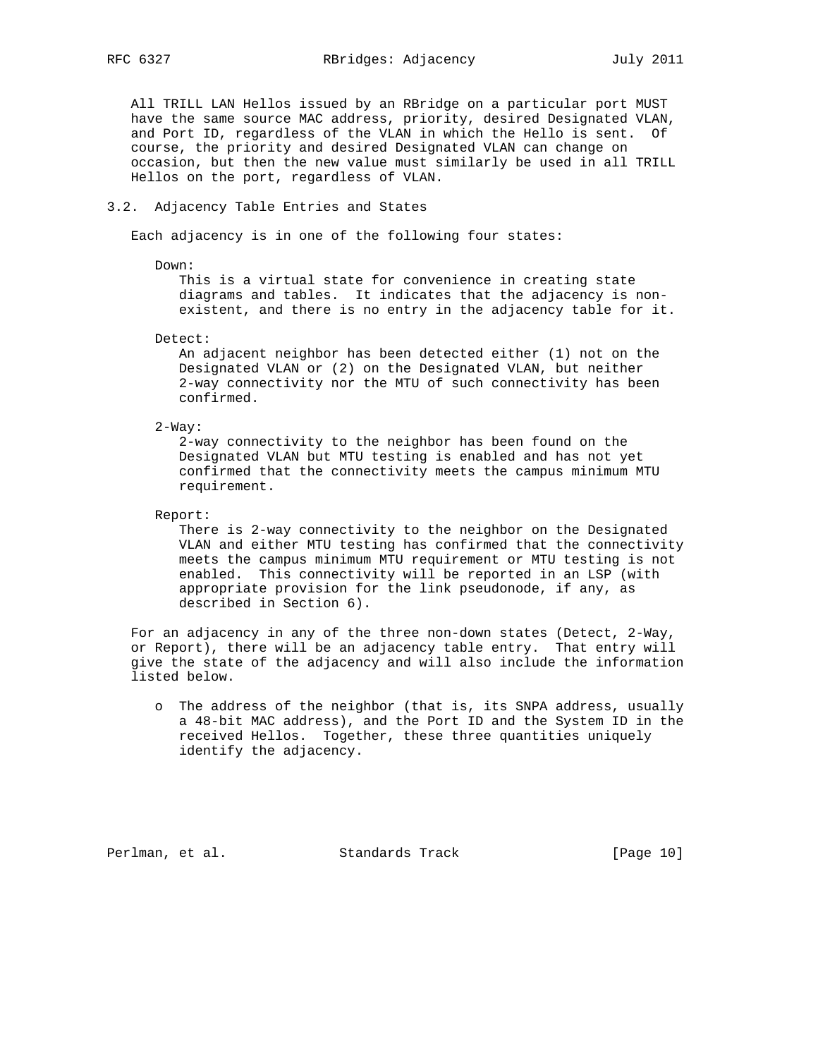All TRILL LAN Hellos issued by an RBridge on a particular port MUST have the same source MAC address, priority, desired Designated VLAN, and Port ID, regardless of the VLAN in which the Hello is sent. Of course, the priority and desired Designated VLAN can change on occasion, but then the new value must similarly be used in all TRILL Hellos on the port, regardless of VLAN.

## 3.2. Adjacency Table Entries and States

Each adjacency is in one of the following four states:

Down:
This is a virtual state for convenience in creating state diagrams and tables. It indicates that the adjacency is non-existent, and there is no entry in the adjacency table for it.

Detect:
An adjacent neighbor has been detected either (1) not on the Designated VLAN or (2) on the Designated VLAN, but neither 2-way connectivity nor the MTU of such connectivity has been confirmed.

2-Way:
2-way connectivity to the neighbor has been found on the Designated VLAN but MTU testing is enabled and has not yet confirmed that the connectivity meets the campus minimum MTU requirement.

Report:
There is 2-way connectivity to the neighbor on the Designated VLAN and either MTU testing has confirmed that the connectivity meets the campus minimum MTU requirement or MTU testing is not enabled. This connectivity will be reported in an LSP (with appropriate provision for the link pseudonode, if any, as described in Section 6).

For an adjacency in any of the three non-down states (Detect, 2-Way, or Report), there will be an adjacency table entry. That entry will give the state of the adjacency and will also include the information listed below.

- The address of the neighbor (that is, its SNPA address, usually a 48-bit MAC address), and the Port ID and the System ID in the received Hellos. Together, these three quantities uniquely identify the adjacency.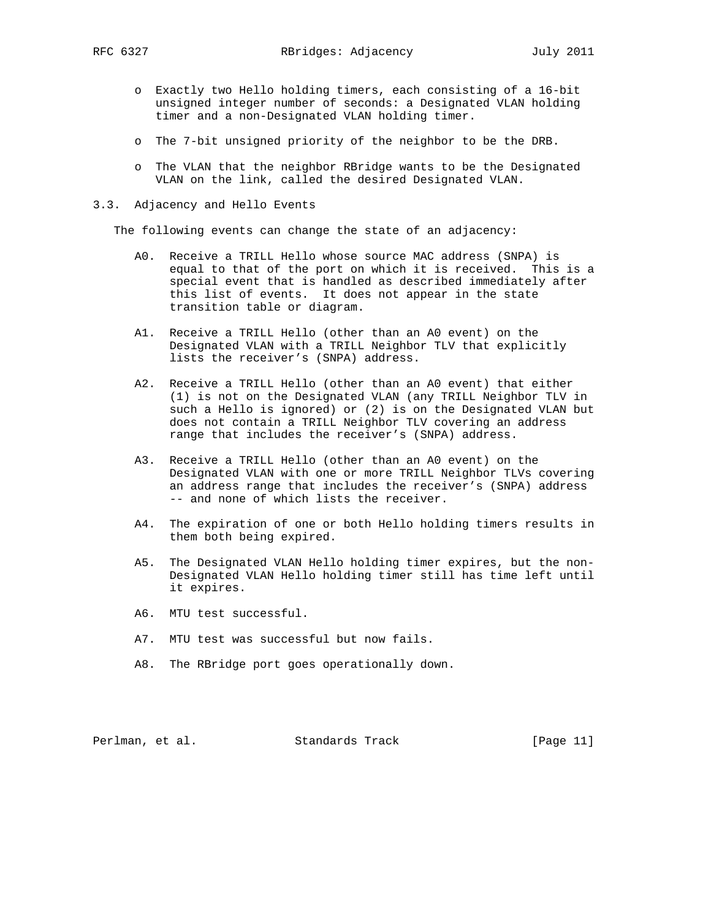- Exactly two Hello holding timers, each consisting of a 16-bit unsigned integer number of seconds: a Designated VLAN holding timer and a non-Designated VLAN holding timer.

- The 7-bit unsigned priority of the neighbor to be the DRB.

- The VLAN that the neighbor RBridge wants to be the Designated VLAN on the link, called the desired Designated VLAN.

### 3.3. Adjacency and Hello Events

The following events can change the state of an adjacency:

- A0. Receive a TRILL Hello whose source MAC address (SNPA) is equal to that of the port on which it is received. This is a special event that is handled as described immediately after this list of events. It does not appear in the state transition table or diagram.

- A1. Receive a TRILL Hello (other than an A0 event) on the Designated VLAN with a TRILL Neighbor TLV that explicitly lists the receiver's (SNPA) address.

- A2. Receive a TRILL Hello (other than an A0 event) that either (1) is not on the Designated VLAN (any TRILL Neighbor TLV in such a Hello is ignored) or (2) is on the Designated VLAN but does not contain a TRILL Neighbor TLV covering an address range that includes the receiver's (SNPA) address.

- A3. Receive a TRILL Hello (other than an A0 event) on the Designated VLAN with one or more TRILL Neighbor TLVs covering an address range that includes the receiver's (SNPA) address -- and none of which lists the receiver.

- A4. The expiration of one or both Hello holding timers results in them both being expired.

- A5. The Designated VLAN Hello holding timer expires, but the non-Designated VLAN Hello holding timer still has time left until it expires.

- A6. MTU test successful.

- A7. MTU test was successful but now fails.

- A8. The RBridge port goes operationally down.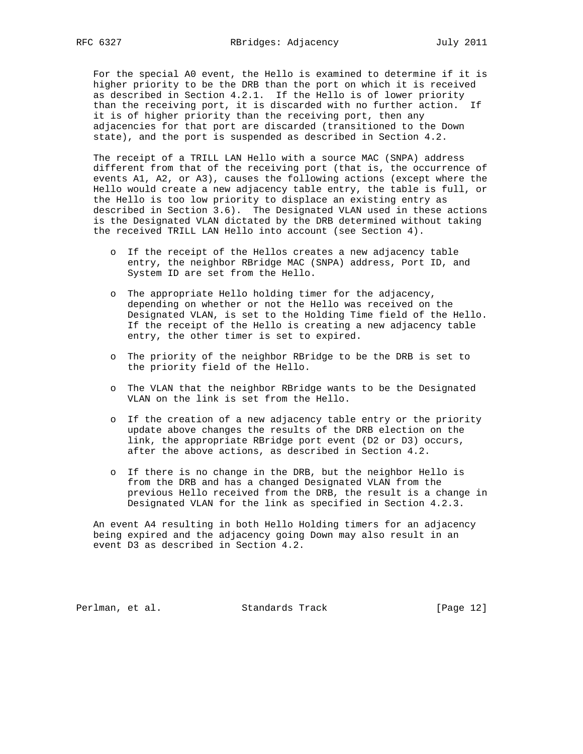For the special A0 event, the Hello is examined to determine if it is higher priority to be the DRB than the port on which it is received as described in Section 4.2.1. If the Hello is of lower priority than the receiving port, it is discarded with no further action. If it is of higher priority than the receiving port, then any adjacencies for that port are discarded (transitioned to the Down state), and the port is suspended as described in Section 4.2.

The receipt of a TRILL LAN Hello with a source MAC (SNPA) address different from that of the receiving port (that is, the occurrence of events A1, A2, or A3), causes the following actions (except where the Hello would create a new adjacency table entry, the table is full, or the Hello is too low priority to displace an existing entry as described in Section 3.6). The Designated VLAN used in these actions is the Designated VLAN dictated by the DRB determined without taking the received TRILL LAN Hello into account (see Section 4).

- If the receipt of the Hellos creates a new adjacency table entry, the neighbor RBridge MAC (SNPA) address, Port ID, and System ID are set from the Hello.
- The appropriate Hello holding timer for the adjacency, depending on whether or not the Hello was received on the Designated VLAN, is set to the Holding Time field of the Hello. If the receipt of the Hello is creating a new adjacency table entry, the other timer is set to expired.
- The priority of the neighbor RBridge to be the DRB is set to the priority field of the Hello.
- The VLAN that the neighbor RBridge wants to be the Designated VLAN on the link is set from the Hello.
- If the creation of a new adjacency table entry or the priority update above changes the results of the DRB election on the link, the appropriate RBridge port event (D2 or D3) occurs, after the above actions, as described in Section 4.2.
- If there is no change in the DRB, but the neighbor Hello is from the DRB and has a changed Designated VLAN from the previous Hello received from the DRB, the result is a change in Designated VLAN for the link as specified in Section 4.2.3.

An event A4 resulting in both Hello Holding timers for an adjacency being expired and the adjacency going Down may also result in an event D3 as described in Section 4.2.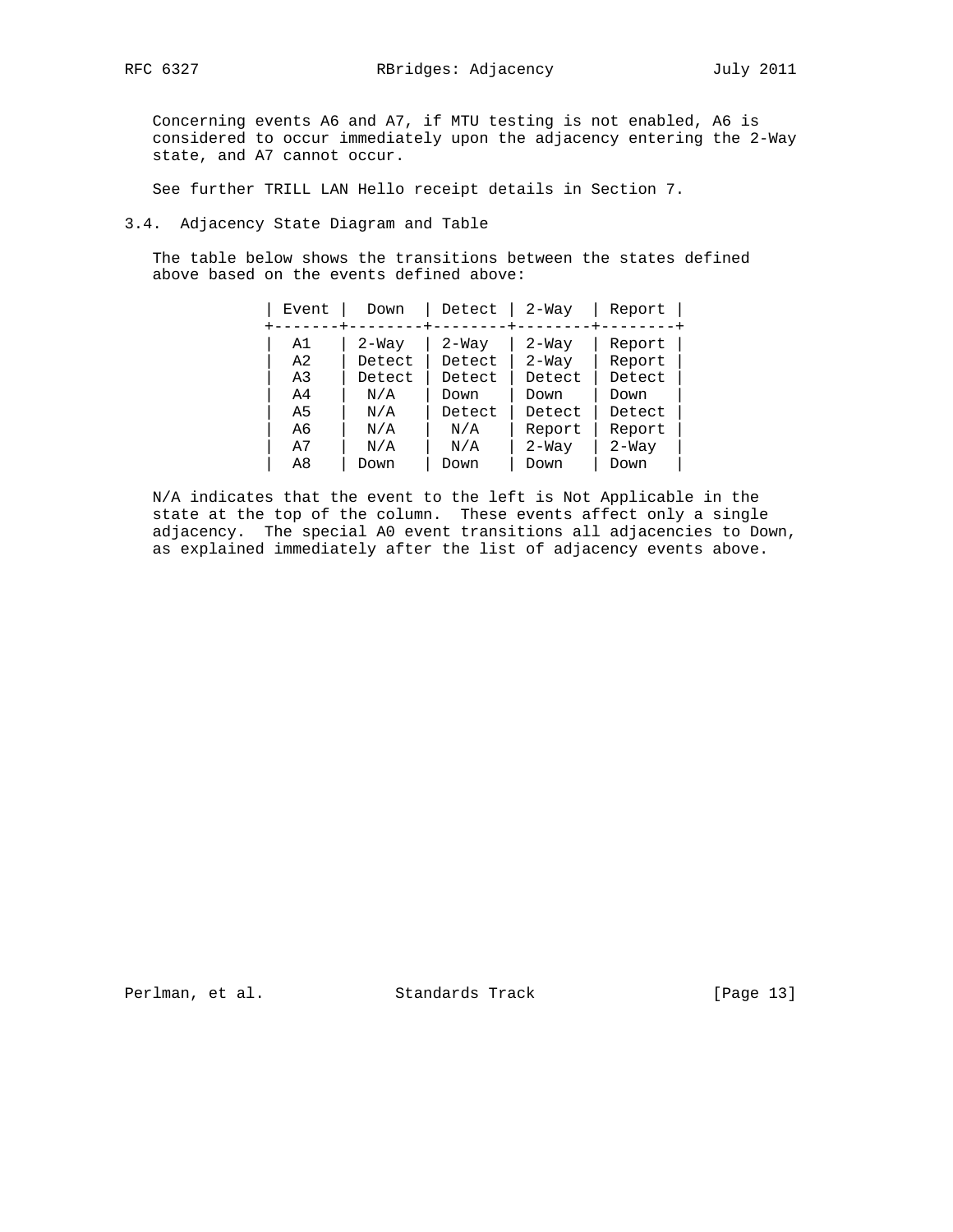Concerning events A6 and A7, if MTU testing is not enabled, A6 is considered to occur immediately upon the adjacency entering the 2-Way state, and A7 cannot occur.

See further TRILL LAN Hello receipt details in Section 7.

### 3.4. Adjacency State Diagram and Table

The table below shows the transitions between the states defined above based on the events defined above:

| Event | Down | Detect | 2-Way | Report |
|---|---|---|---|---|
| A1 | 2-Way | 2-Way | 2-Way | Report |
| A2 | Detect | Detect | 2-Way | Report |
| A3 | Detect | Detect | Detect | Detect |
| A4 | N/A | Down | Down | Down |
| A5 | N/A | Detect | Detect | Detect |
| A6 | N/A | N/A | Report | Report |
| A7 | N/A | N/A | 2-Way | 2-Way |
| A8 | Down | Down | Down | Down |

N/A indicates that the event to the left is Not Applicable in the state at the top of the column. These events affect only a single adjacency. The special A0 event transitions all adjacencies to Down, as explained immediately after the list of adjacency events above.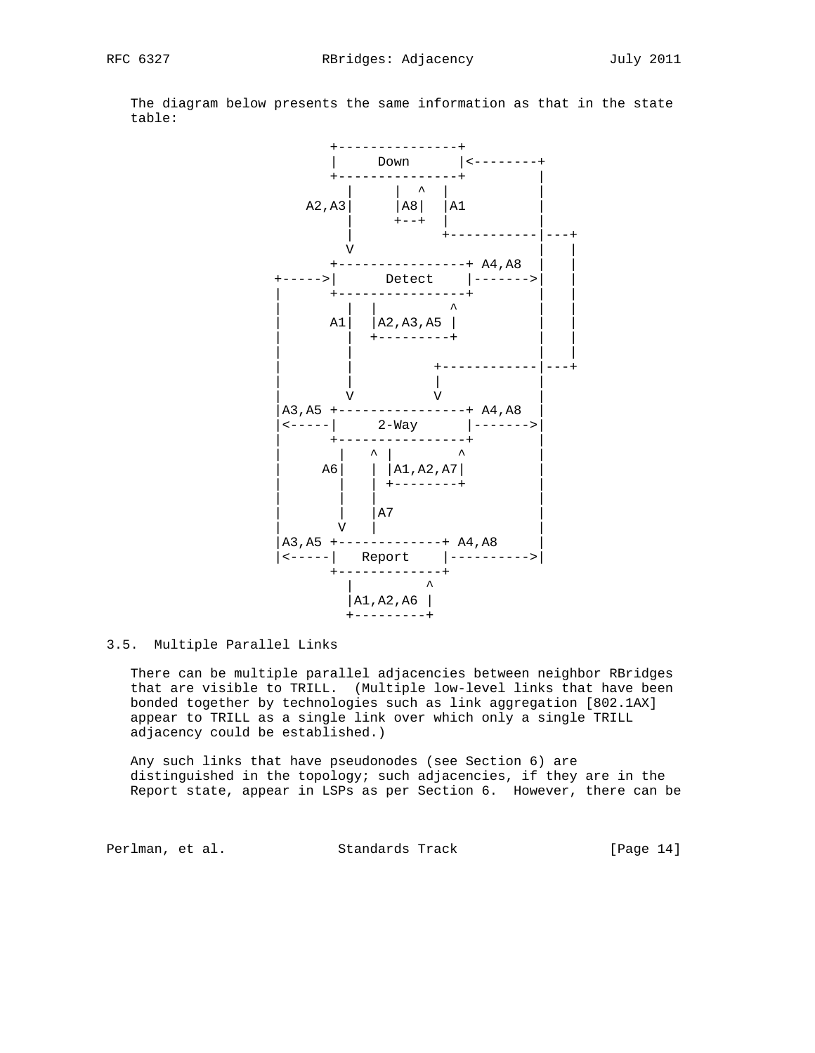The diagram below presents the same information as that in the state table:

```
                +---------------+
                |     Down      |<--------+
                +---------------+         |
                   |     |  ^  |          |
            A2,A3|     |A8|  |A1         |
                   |     +--+  |          |
                   |           +-----------|---+
                   V                       |   |
                +----------------+ A4,A8   |   |
         +----->|     Detect     |------->|   |
         |      +----------------+         |   |
         |         |  |           ^        |   |
         |       A1|  |A2,A3,A5 |          |   |
         |         |  +---------+          |   |
         |         |                       |   |
         |         |          +------------|---+
         |         |          |            |
         |         V          V            |
         |A3,A5 +----------------+ A4,A8   |
         |<-----|     2-Way      |------->|
         |      +----------------+         |
         |        |   ^ |        ^         |
         |      A6|   | |A1,A2,A7|         |
         |        |   | +--------+         |
         |        |   |                    |
         |        |   |A7                  |
         |        V   |                    |
         |A3,A5 +-------------+ A4,A8      |
         |<-----|   Report    |---------->|
                +-------------+
                  |         ^
                  |A1,A2,A6 |
                  +---------+
```

## 3.5. Multiple Parallel Links

There can be multiple parallel adjacencies between neighbor RBridges that are visible to TRILL. (Multiple low-level links that have been bonded together by technologies such as link aggregation [802.1AX] appear to TRILL as a single link over which only a single TRILL adjacency could be established.)

Any such links that have pseudonodes (see Section 6) are distinguished in the topology; such adjacencies, if they are in the Report state, appear in LSPs as per Section 6. However, there can be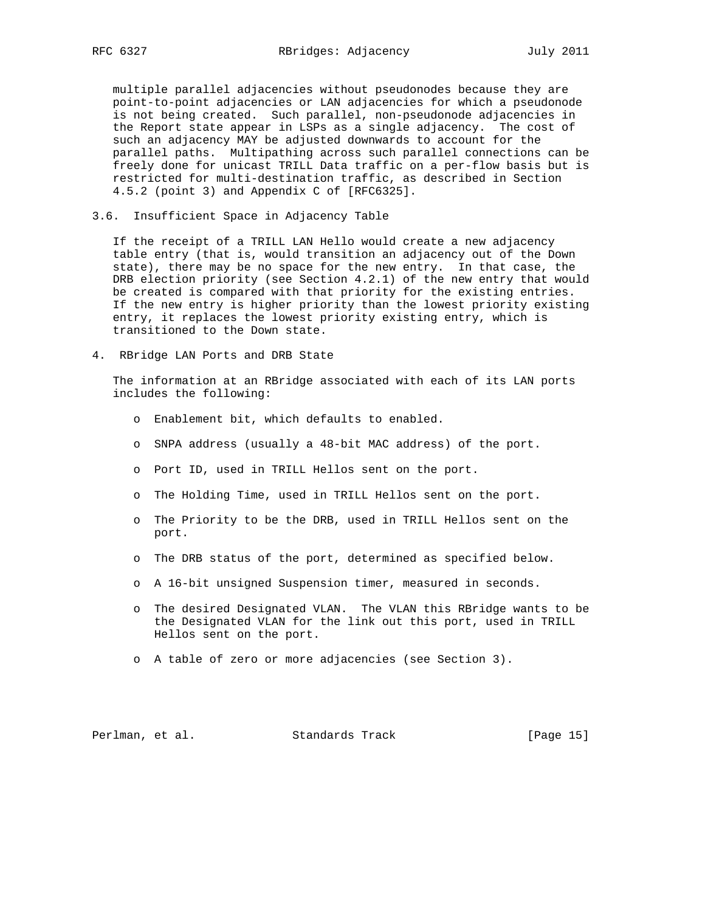multiple parallel adjacencies without pseudonodes because they are point-to-point adjacencies or LAN adjacencies for which a pseudonode is not being created. Such parallel, non-pseudonode adjacencies in the Report state appear in LSPs as a single adjacency. The cost of such an adjacency MAY be adjusted downwards to account for the parallel paths. Multipathing across such parallel connections can be freely done for unicast TRILL Data traffic on a per-flow basis but is restricted for multi-destination traffic, as described in Section 4.5.2 (point 3) and Appendix C of [RFC6325].

### 3.6. Insufficient Space in Adjacency Table

If the receipt of a TRILL LAN Hello would create a new adjacency table entry (that is, would transition an adjacency out of the Down state), there may be no space for the new entry. In that case, the DRB election priority (see Section 4.2.1) of the new entry that would be created is compared with that priority for the existing entries. If the new entry is higher priority than the lowest priority existing entry, it replaces the lowest priority existing entry, which is transitioned to the Down state.

## 4. RBridge LAN Ports and DRB State

The information at an RBridge associated with each of its LAN ports includes the following:

- Enablement bit, which defaults to enabled.
- SNPA address (usually a 48-bit MAC address) of the port.
- Port ID, used in TRILL Hellos sent on the port.
- The Holding Time, used in TRILL Hellos sent on the port.
- The Priority to be the DRB, used in TRILL Hellos sent on the port.
- The DRB status of the port, determined as specified below.
- A 16-bit unsigned Suspension timer, measured in seconds.
- The desired Designated VLAN. The VLAN this RBridge wants to be the Designated VLAN for the link out this port, used in TRILL Hellos sent on the port.
- A table of zero or more adjacencies (see Section 3).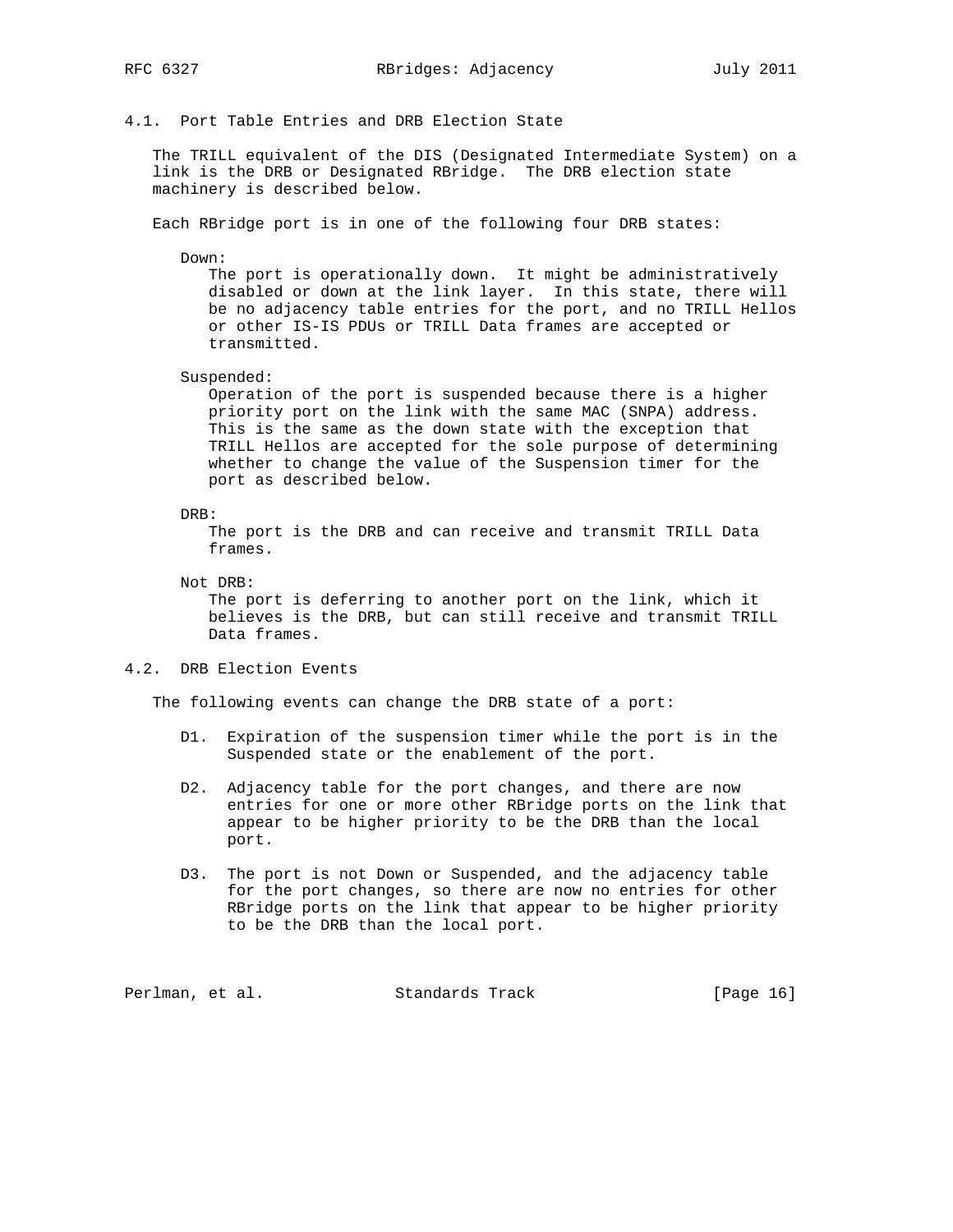### 4.1. Port Table Entries and DRB Election State

The TRILL equivalent of the DIS (Designated Intermediate System) on a link is the DRB or Designated RBridge. The DRB election state machinery is described below.

Each RBridge port is in one of the following four DRB states:

Down:
: The port is operationally down. It might be administratively disabled or down at the link layer. In this state, there will be no adjacency table entries for the port, and no TRILL Hellos or other IS-IS PDUs or TRILL Data frames are accepted or transmitted.

Suspended:
: Operation of the port is suspended because there is a higher priority port on the link with the same MAC (SNPA) address. This is the same as the down state with the exception that TRILL Hellos are accepted for the sole purpose of determining whether to change the value of the Suspension timer for the port as described below.

DRB:
: The port is the DRB and can receive and transmit TRILL Data frames.

Not DRB:
: The port is deferring to another port on the link, which it believes is the DRB, but can still receive and transmit TRILL Data frames.

### 4.2. DRB Election Events

The following events can change the DRB state of a port:

- D1. Expiration of the suspension timer while the port is in the Suspended state or the enablement of the port.
- D2. Adjacency table for the port changes, and there are now entries for one or more other RBridge ports on the link that appear to be higher priority to be the DRB than the local port.
- D3. The port is not Down or Suspended, and the adjacency table for the port changes, so there are now no entries for other RBridge ports on the link that appear to be higher priority to be the DRB than the local port.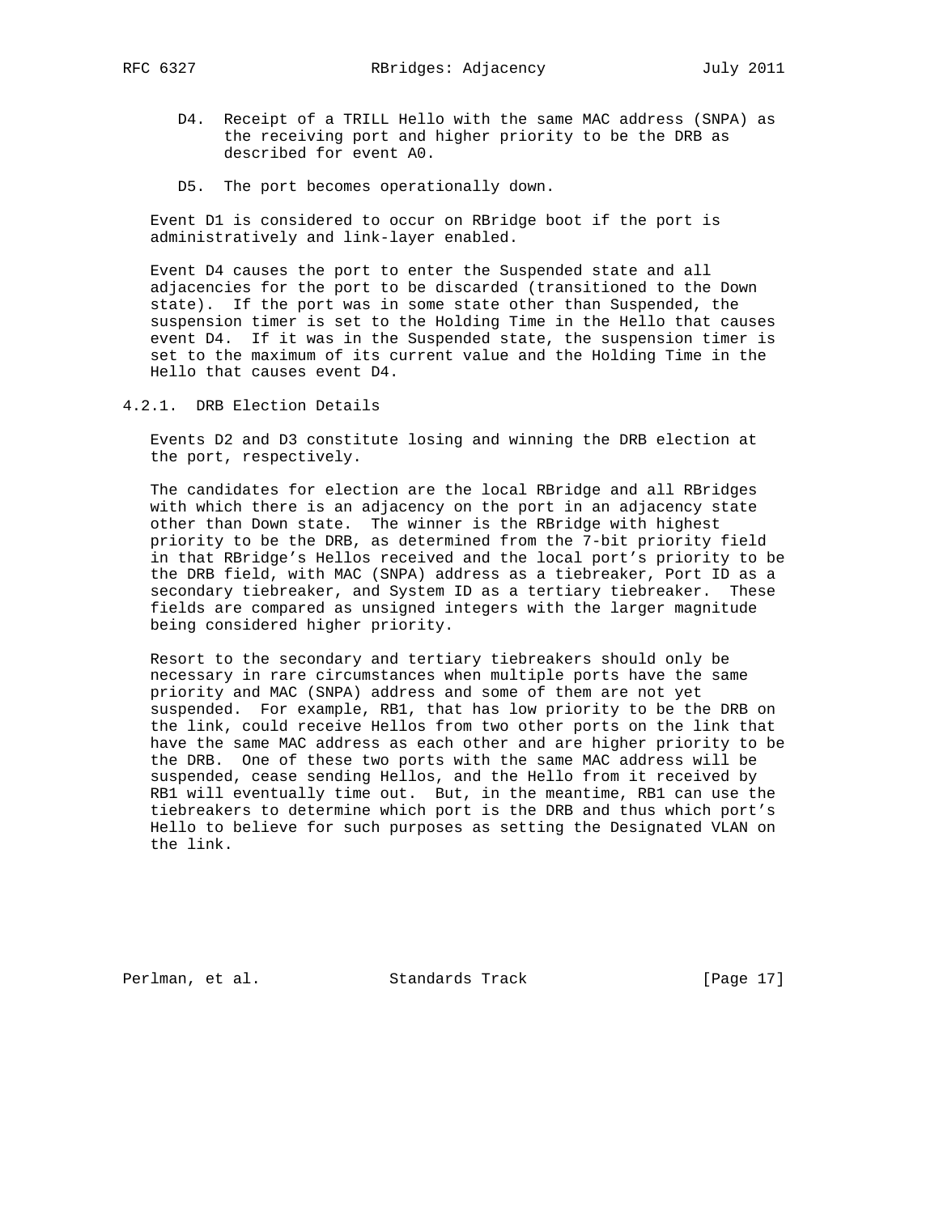D4. Receipt of a TRILL Hello with the same MAC address (SNPA) as the receiving port and higher priority to be the DRB as described for event A0.

D5. The port becomes operationally down.

Event D1 is considered to occur on RBridge boot if the port is administratively and link-layer enabled.

Event D4 causes the port to enter the Suspended state and all adjacencies for the port to be discarded (transitioned to the Down state). If the port was in some state other than Suspended, the suspension timer is set to the Holding Time in the Hello that causes event D4. If it was in the Suspended state, the suspension timer is set to the maximum of its current value and the Holding Time in the Hello that causes event D4.

### 4.2.1. DRB Election Details

Events D2 and D3 constitute losing and winning the DRB election at the port, respectively.

The candidates for election are the local RBridge and all RBridges with which there is an adjacency on the port in an adjacency state other than Down state. The winner is the RBridge with highest priority to be the DRB, as determined from the 7-bit priority field in that RBridge's Hellos received and the local port's priority to be the DRB field, with MAC (SNPA) address as a tiebreaker, Port ID as a secondary tiebreaker, and System ID as a tertiary tiebreaker. These fields are compared as unsigned integers with the larger magnitude being considered higher priority.

Resort to the secondary and tertiary tiebreakers should only be necessary in rare circumstances when multiple ports have the same priority and MAC (SNPA) address and some of them are not yet suspended. For example, RB1, that has low priority to be the DRB on the link, could receive Hellos from two other ports on the link that have the same MAC address as each other and are higher priority to be the DRB. One of these two ports with the same MAC address will be suspended, cease sending Hellos, and the Hello from it received by RB1 will eventually time out. But, in the meantime, RB1 can use the tiebreakers to determine which port is the DRB and thus which port's Hello to believe for such purposes as setting the Designated VLAN on the link.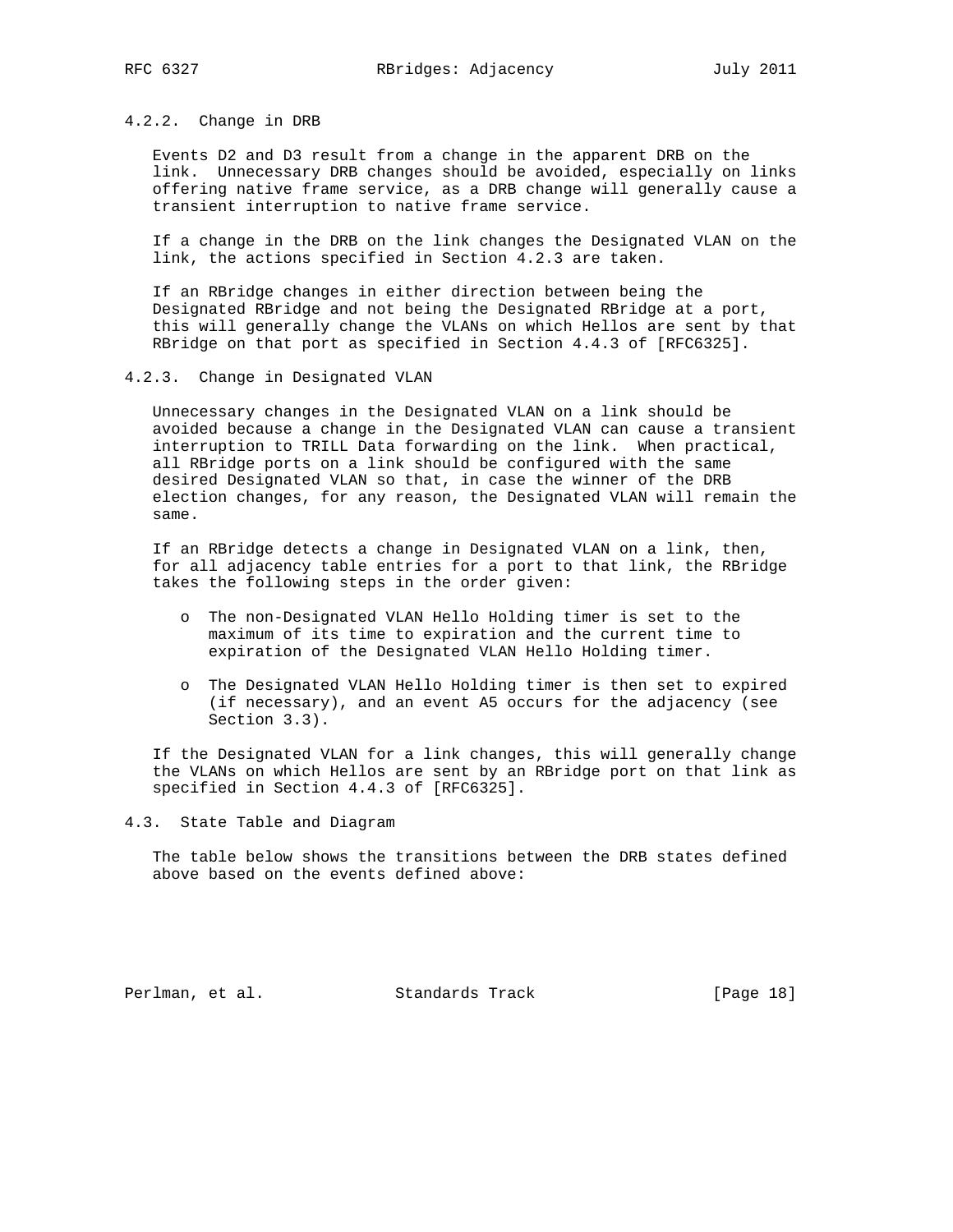#### 4.2.2. Change in DRB

Events D2 and D3 result from a change in the apparent DRB on the link. Unnecessary DRB changes should be avoided, especially on links offering native frame service, as a DRB change will generally cause a transient interruption to native frame service.

If a change in the DRB on the link changes the Designated VLAN on the link, the actions specified in Section 4.2.3 are taken.

If an RBridge changes in either direction between being the Designated RBridge and not being the Designated RBridge at a port, this will generally change the VLANs on which Hellos are sent by that RBridge on that port as specified in Section 4.4.3 of [RFC6325].

#### 4.2.3. Change in Designated VLAN

Unnecessary changes in the Designated VLAN on a link should be avoided because a change in the Designated VLAN can cause a transient interruption to TRILL Data forwarding on the link. When practical, all RBridge ports on a link should be configured with the same desired Designated VLAN so that, in case the winner of the DRB election changes, for any reason, the Designated VLAN will remain the same.

If an RBridge detects a change in Designated VLAN on a link, then, for all adjacency table entries for a port to that link, the RBridge takes the following steps in the order given:

- The non-Designated VLAN Hello Holding timer is set to the maximum of its time to expiration and the current time to expiration of the Designated VLAN Hello Holding timer.
- The Designated VLAN Hello Holding timer is then set to expired (if necessary), and an event A5 occurs for the adjacency (see Section 3.3).

If the Designated VLAN for a link changes, this will generally change the VLANs on which Hellos are sent by an RBridge port on that link as specified in Section 4.4.3 of [RFC6325].

### 4.3. State Table and Diagram

The table below shows the transitions between the DRB states defined above based on the events defined above: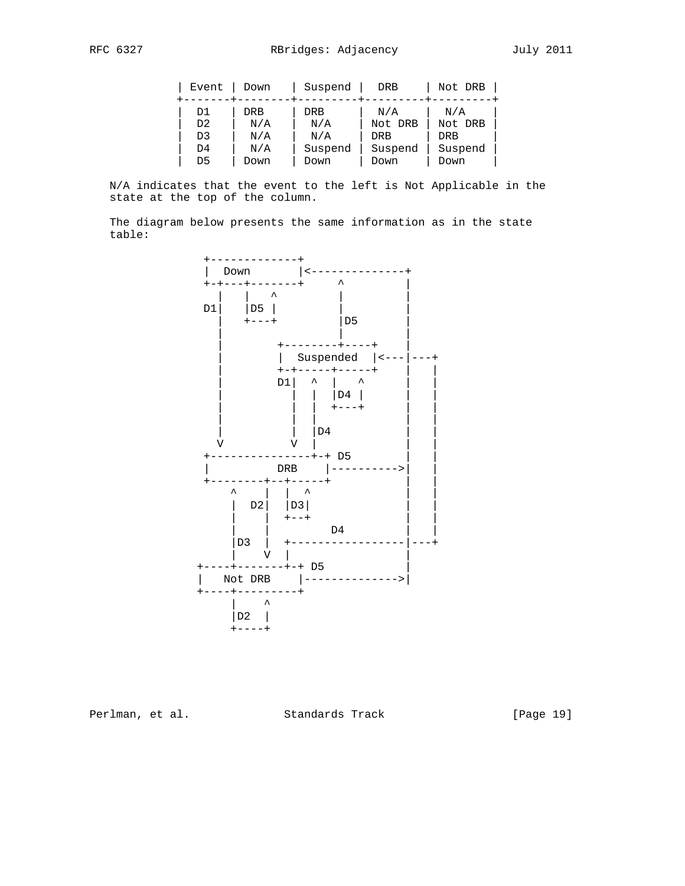| Event | Down | Suspend | DRB | Not DRB |
|---|---|---|---|---|
| D1 | DRB | DRB | N/A | N/A |
| D2 | N/A | N/A | Not DRB | Not DRB |
| D3 | N/A | N/A | DRB | DRB |
| D4 | N/A | Suspend | Suspend | Suspend |
| D5 | Down | Down | Down | Down |

N/A indicates that the event to the left is Not Applicable in the state at the top of the column.

The diagram below presents the same information as in the state table:

```
 +-------------+
 |  Down       |<--------------+
 +-+---+-------+     ^         |
   |   |   ^         |         |
 D1|   |D5 |         |         |
   |   +---+         |D5       |
   |                 |         |
   |        +--------+----+    |
   |        |  Suspended  |<---|---+
   |        +-+-----+-----+    |   |
   |        D1|  ^  |   ^      |   |
   |          |  |  |D4 |      |   |
   |          |  |  +---+      |   |
   |          |  |             |   |
   |          |  |D4           |   |
   V          V  |             |   |
 +---------------+-+ D5        |   |
 |          DRB    |---------->|   |
 +--------+--+-----+           |   |
     ^    |  |  ^              |   |
     |  D2|  |D3|              |   |
     |    |  +--+              |   |
     |    |         D4         |   |
     |D3  |  +-----------------|---+
     |    V  |                 |
+----+-------+-+ D5            |
|   Not DRB    |-------------->|
+----+---------+
     |    ^
     |D2  |
     +----+
```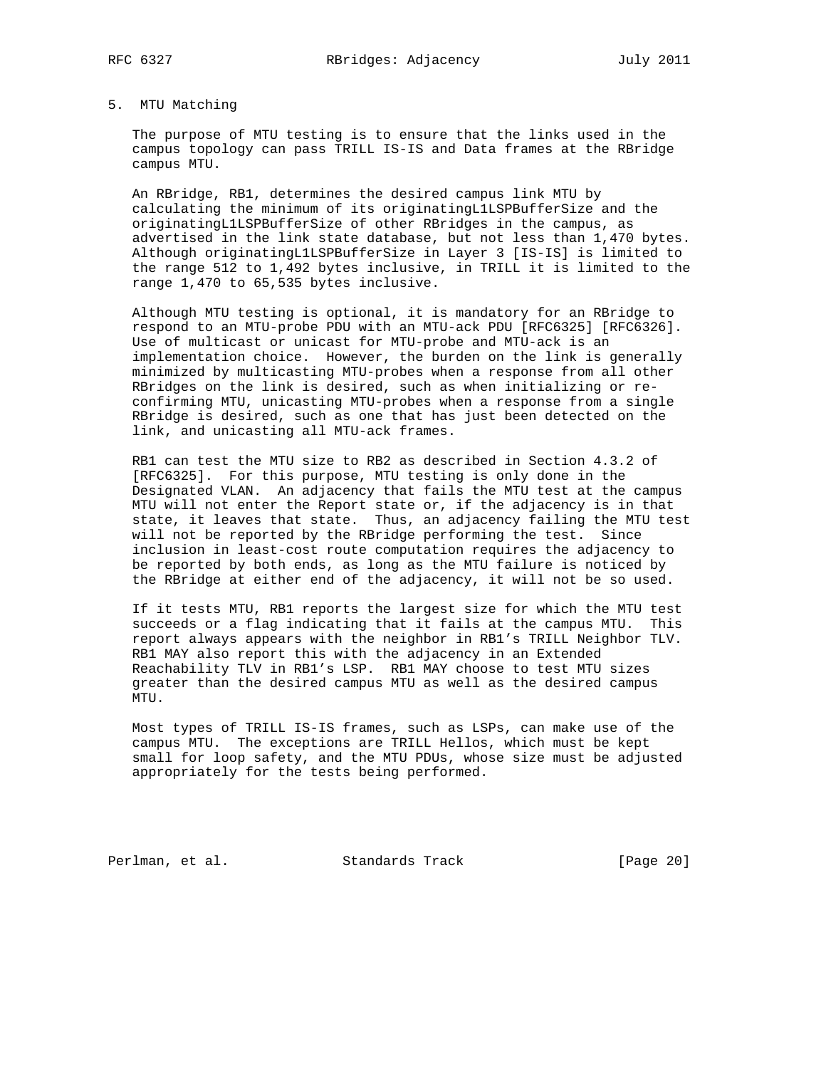## 5. MTU Matching

The purpose of MTU testing is to ensure that the links used in the campus topology can pass TRILL IS-IS and Data frames at the RBridge campus MTU.

An RBridge, RB1, determines the desired campus link MTU by calculating the minimum of its originatingL1LSPBufferSize and the originatingL1LSPBufferSize of other RBridges in the campus, as advertised in the link state database, but not less than 1,470 bytes. Although originatingL1LSPBufferSize in Layer 3 [IS-IS] is limited to the range 512 to 1,492 bytes inclusive, in TRILL it is limited to the range 1,470 to 65,535 bytes inclusive.

Although MTU testing is optional, it is mandatory for an RBridge to respond to an MTU-probe PDU with an MTU-ack PDU [RFC6325] [RFC6326]. Use of multicast or unicast for MTU-probe and MTU-ack is an implementation choice. However, the burden on the link is generally minimized by multicasting MTU-probes when a response from all other RBridges on the link is desired, such as when initializing or re-confirming MTU, unicasting MTU-probes when a response from a single RBridge is desired, such as one that has just been detected on the link, and unicasting all MTU-ack frames.

RB1 can test the MTU size to RB2 as described in Section 4.3.2 of [RFC6325]. For this purpose, MTU testing is only done in the Designated VLAN. An adjacency that fails the MTU test at the campus MTU will not enter the Report state or, if the adjacency is in that state, it leaves that state. Thus, an adjacency failing the MTU test will not be reported by the RBridge performing the test. Since inclusion in least-cost route computation requires the adjacency to be reported by both ends, as long as the MTU failure is noticed by the RBridge at either end of the adjacency, it will not be so used.

If it tests MTU, RB1 reports the largest size for which the MTU test succeeds or a flag indicating that it fails at the campus MTU. This report always appears with the neighbor in RB1's TRILL Neighbor TLV. RB1 MAY also report this with the adjacency in an Extended Reachability TLV in RB1's LSP. RB1 MAY choose to test MTU sizes greater than the desired campus MTU as well as the desired campus MTU.

Most types of TRILL IS-IS frames, such as LSPs, can make use of the campus MTU. The exceptions are TRILL Hellos, which must be kept small for loop safety, and the MTU PDUs, whose size must be adjusted appropriately for the tests being performed.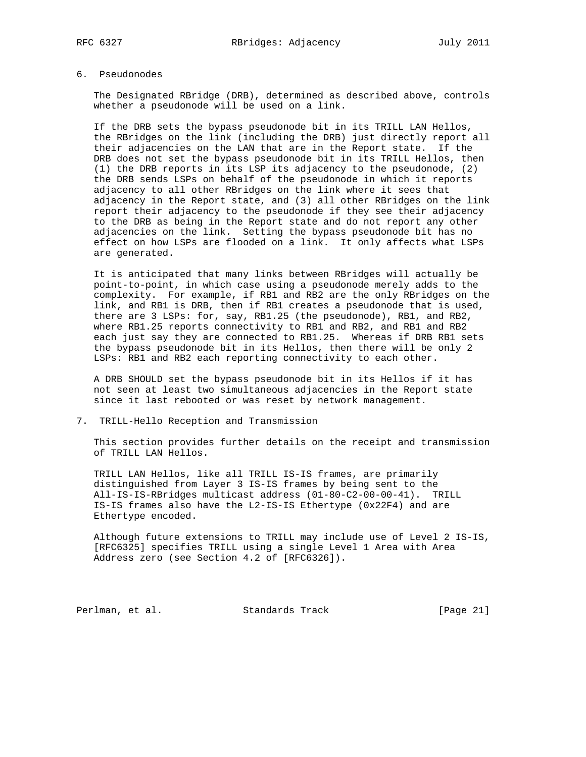## 6. Pseudonodes

The Designated RBridge (DRB), determined as described above, controls whether a pseudonode will be used on a link.

If the DRB sets the bypass pseudonode bit in its TRILL LAN Hellos, the RBridges on the link (including the DRB) just directly report all their adjacencies on the LAN that are in the Report state. If the DRB does not set the bypass pseudonode bit in its TRILL Hellos, then (1) the DRB reports in its LSP its adjacency to the pseudonode, (2) the DRB sends LSPs on behalf of the pseudonode in which it reports adjacency to all other RBridges on the link where it sees that adjacency in the Report state, and (3) all other RBridges on the link report their adjacency to the pseudonode if they see their adjacency to the DRB as being in the Report state and do not report any other adjacencies on the link. Setting the bypass pseudonode bit has no effect on how LSPs are flooded on a link. It only affects what LSPs are generated.

It is anticipated that many links between RBridges will actually be point-to-point, in which case using a pseudonode merely adds to the complexity. For example, if RB1 and RB2 are the only RBridges on the link, and RB1 is DRB, then if RB1 creates a pseudonode that is used, there are 3 LSPs: for, say, RB1.25 (the pseudonode), RB1, and RB2, where RB1.25 reports connectivity to RB1 and RB2, and RB1 and RB2 each just say they are connected to RB1.25. Whereas if DRB RB1 sets the bypass pseudonode bit in its Hellos, then there will be only 2 LSPs: RB1 and RB2 each reporting connectivity to each other.

A DRB SHOULD set the bypass pseudonode bit in its Hellos if it has not seen at least two simultaneous adjacencies in the Report state since it last rebooted or was reset by network management.

## 7. TRILL-Hello Reception and Transmission

This section provides further details on the receipt and transmission of TRILL LAN Hellos.

TRILL LAN Hellos, like all TRILL IS-IS frames, are primarily distinguished from Layer 3 IS-IS frames by being sent to the All-IS-IS-RBridges multicast address (01-80-C2-00-00-41). TRILL IS-IS frames also have the L2-IS-IS Ethertype (0x22F4) and are Ethertype encoded.

Although future extensions to TRILL may include use of Level 2 IS-IS, [RFC6325] specifies TRILL using a single Level 1 Area with Area Address zero (see Section 4.2 of [RFC6326]).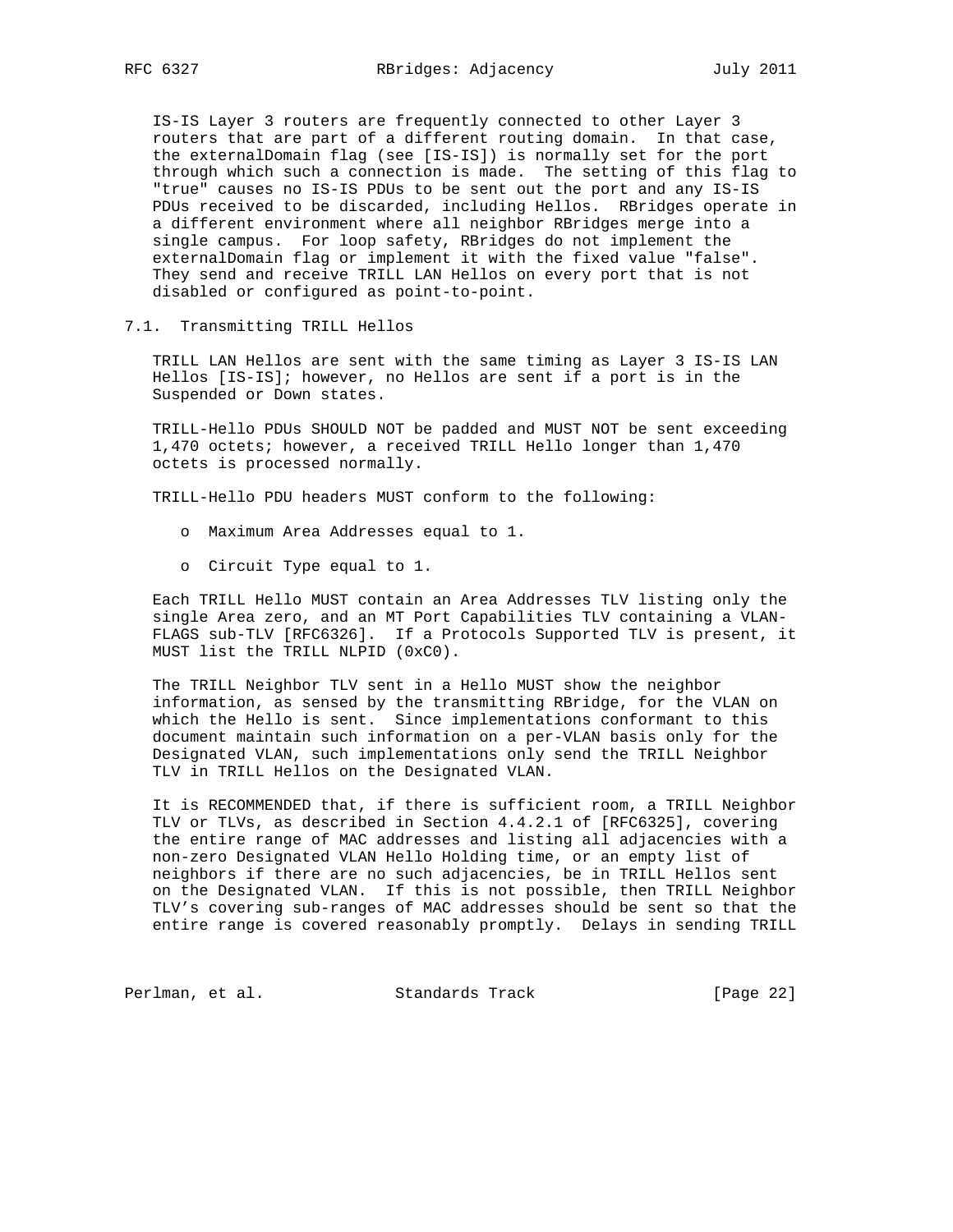IS-IS Layer 3 routers are frequently connected to other Layer 3 routers that are part of a different routing domain. In that case, the externalDomain flag (see [IS-IS]) is normally set for the port through which such a connection is made. The setting of this flag to "true" causes no IS-IS PDUs to be sent out the port and any IS-IS PDUs received to be discarded, including Hellos. RBridges operate in a different environment where all neighbor RBridges merge into a single campus. For loop safety, RBridges do not implement the externalDomain flag or implement it with the fixed value "false". They send and receive TRILL LAN Hellos on every port that is not disabled or configured as point-to-point.

## 7.1. Transmitting TRILL Hellos

TRILL LAN Hellos are sent with the same timing as Layer 3 IS-IS LAN Hellos [IS-IS]; however, no Hellos are sent if a port is in the Suspended or Down states.

TRILL-Hello PDUs SHOULD NOT be padded and MUST NOT be sent exceeding 1,470 octets; however, a received TRILL Hello longer than 1,470 octets is processed normally.

TRILL-Hello PDU headers MUST conform to the following:

- Maximum Area Addresses equal to 1.

- Circuit Type equal to 1.

Each TRILL Hello MUST contain an Area Addresses TLV listing only the single Area zero, and an MT Port Capabilities TLV containing a VLAN-FLAGS sub-TLV [RFC6326]. If a Protocols Supported TLV is present, it MUST list the TRILL NLPID (0xC0).

The TRILL Neighbor TLV sent in a Hello MUST show the neighbor information, as sensed by the transmitting RBridge, for the VLAN on which the Hello is sent. Since implementations conformant to this document maintain such information on a per-VLAN basis only for the Designated VLAN, such implementations only send the TRILL Neighbor TLV in TRILL Hellos on the Designated VLAN.

It is RECOMMENDED that, if there is sufficient room, a TRILL Neighbor TLV or TLVs, as described in Section 4.4.2.1 of [RFC6325], covering the entire range of MAC addresses and listing all adjacencies with a non-zero Designated VLAN Hello Holding time, or an empty list of neighbors if there are no such adjacencies, be in TRILL Hellos sent on the Designated VLAN. If this is not possible, then TRILL Neighbor TLV's covering sub-ranges of MAC addresses should be sent so that the entire range is covered reasonably promptly. Delays in sending TRILL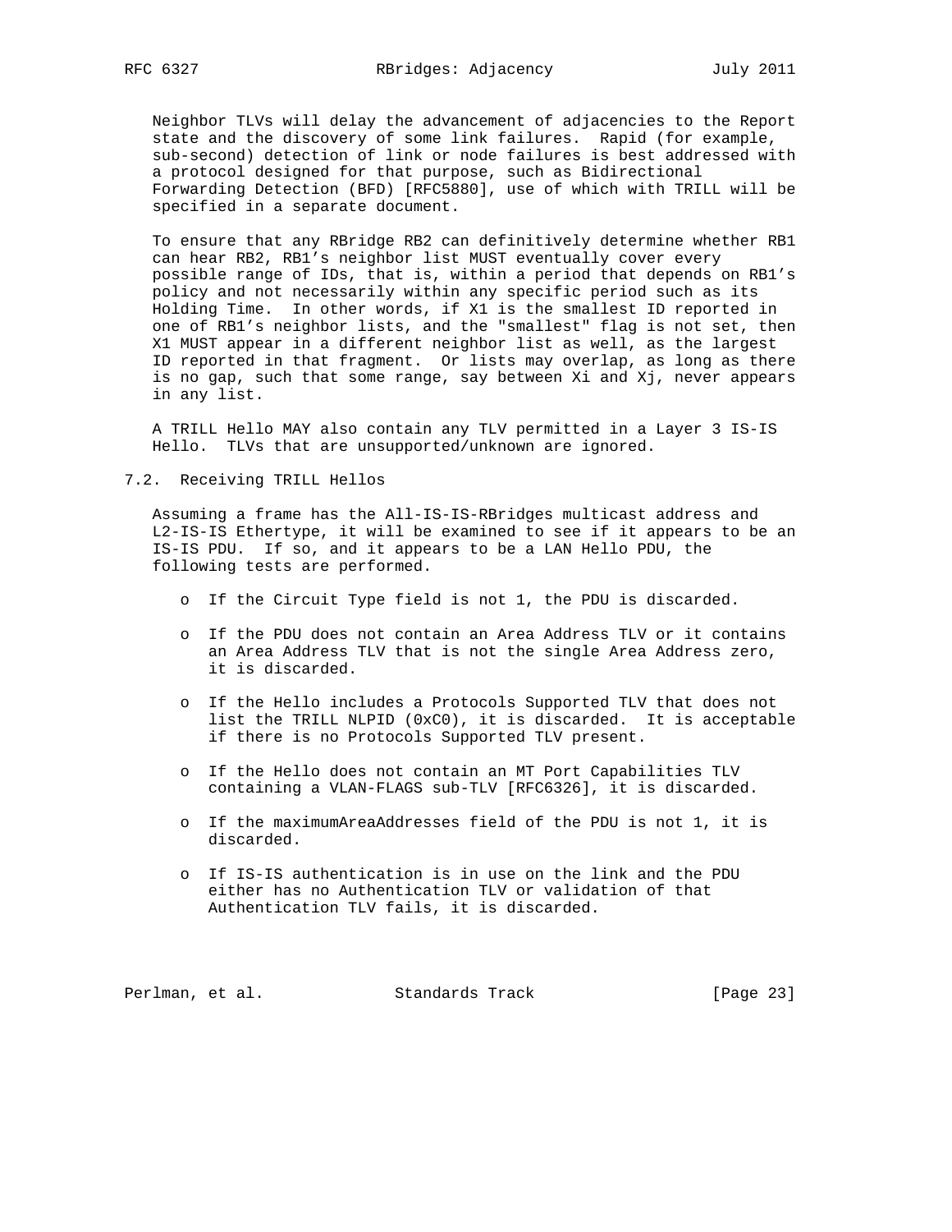Neighbor TLVs will delay the advancement of adjacencies to the Report state and the discovery of some link failures. Rapid (for example, sub-second) detection of link or node failures is best addressed with a protocol designed for that purpose, such as Bidirectional Forwarding Detection (BFD) [RFC5880], use of which with TRILL will be specified in a separate document.

To ensure that any RBridge RB2 can definitively determine whether RB1 can hear RB2, RB1's neighbor list MUST eventually cover every possible range of IDs, that is, within a period that depends on RB1's policy and not necessarily within any specific period such as its Holding Time. In other words, if X1 is the smallest ID reported in one of RB1's neighbor lists, and the "smallest" flag is not set, then X1 MUST appear in a different neighbor list as well, as the largest ID reported in that fragment. Or lists may overlap, as long as there is no gap, such that some range, say between Xi and Xj, never appears in any list.

A TRILL Hello MAY also contain any TLV permitted in a Layer 3 IS-IS Hello. TLVs that are unsupported/unknown are ignored.

## 7.2. Receiving TRILL Hellos

Assuming a frame has the All-IS-IS-RBridges multicast address and L2-IS-IS Ethertype, it will be examined to see if it appears to be an IS-IS PDU. If so, and it appears to be a LAN Hello PDU, the following tests are performed.

- If the Circuit Type field is not 1, the PDU is discarded.
- If the PDU does not contain an Area Address TLV or it contains an Area Address TLV that is not the single Area Address zero, it is discarded.
- If the Hello includes a Protocols Supported TLV that does not list the TRILL NLPID (0xC0), it is discarded. It is acceptable if there is no Protocols Supported TLV present.
- If the Hello does not contain an MT Port Capabilities TLV containing a VLAN-FLAGS sub-TLV [RFC6326], it is discarded.
- If the maximumAreaAddresses field of the PDU is not 1, it is discarded.
- If IS-IS authentication is in use on the link and the PDU either has no Authentication TLV or validation of that Authentication TLV fails, it is discarded.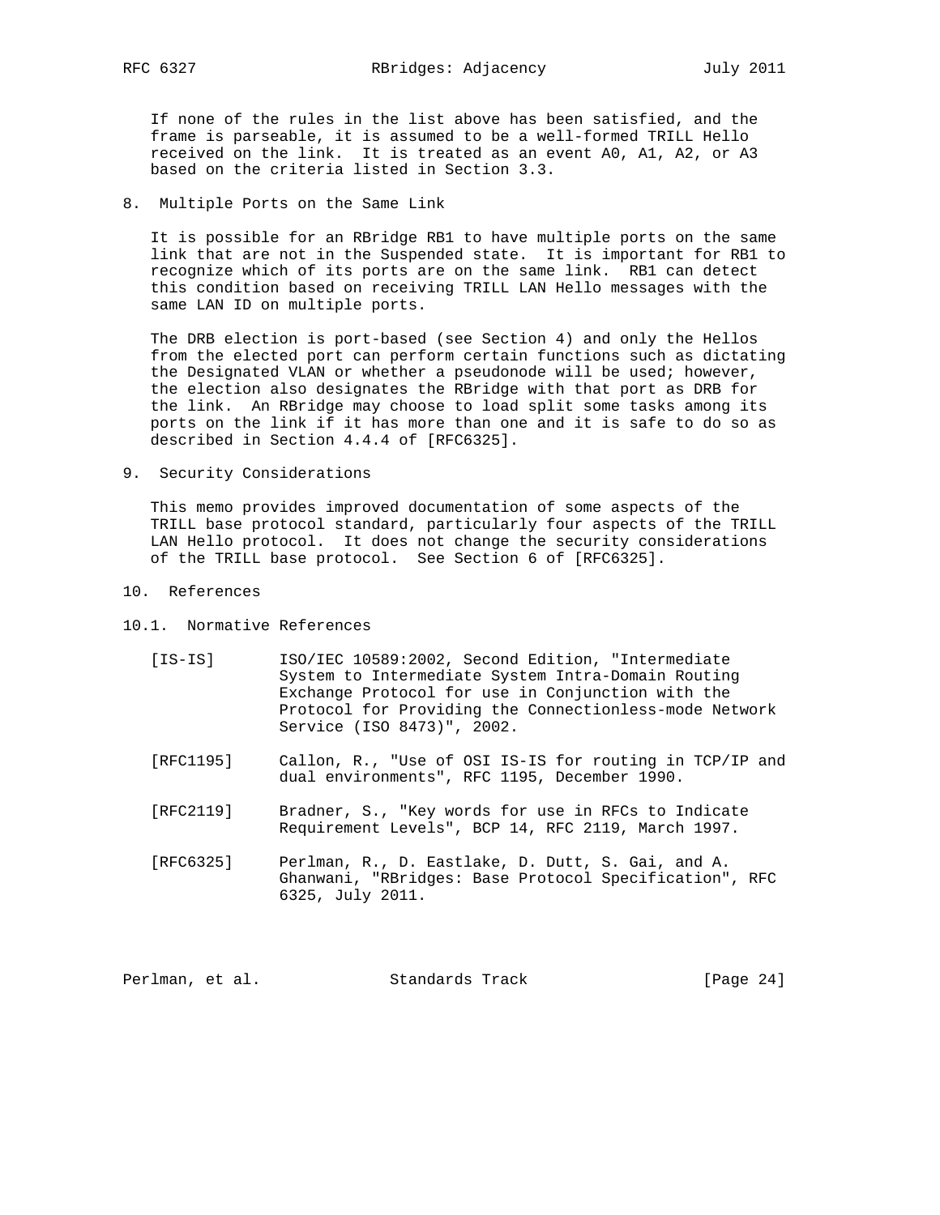If none of the rules in the list above has been satisfied, and the frame is parseable, it is assumed to be a well-formed TRILL Hello received on the link. It is treated as an event A0, A1, A2, or A3 based on the criteria listed in Section 3.3.

## 8. Multiple Ports on the Same Link

It is possible for an RBridge RB1 to have multiple ports on the same link that are not in the Suspended state. It is important for RB1 to recognize which of its ports are on the same link. RB1 can detect this condition based on receiving TRILL LAN Hello messages with the same LAN ID on multiple ports.

The DRB election is port-based (see Section 4) and only the Hellos from the elected port can perform certain functions such as dictating the Designated VLAN or whether a pseudonode will be used; however, the election also designates the RBridge with that port as DRB for the link. An RBridge may choose to load split some tasks among its ports on the link if it has more than one and it is safe to do so as described in Section 4.4.4 of [RFC6325].

## 9. Security Considerations

This memo provides improved documentation of some aspects of the TRILL base protocol standard, particularly four aspects of the TRILL LAN Hello protocol. It does not change the security considerations of the TRILL base protocol. See Section 6 of [RFC6325].

## 10. References

### 10.1. Normative References

[IS-IS] ISO/IEC 10589:2002, Second Edition, "Intermediate System to Intermediate System Intra-Domain Routing Exchange Protocol for use in Conjunction with the Protocol for Providing the Connectionless-mode Network Service (ISO 8473)", 2002.

[RFC1195] Callon, R., "Use of OSI IS-IS for routing in TCP/IP and dual environments", RFC 1195, December 1990.

[RFC2119] Bradner, S., "Key words for use in RFCs to Indicate Requirement Levels", BCP 14, RFC 2119, March 1997.

[RFC6325] Perlman, R., D. Eastlake, D. Dutt, S. Gai, and A. Ghanwani, "RBridges: Base Protocol Specification", RFC 6325, July 2011.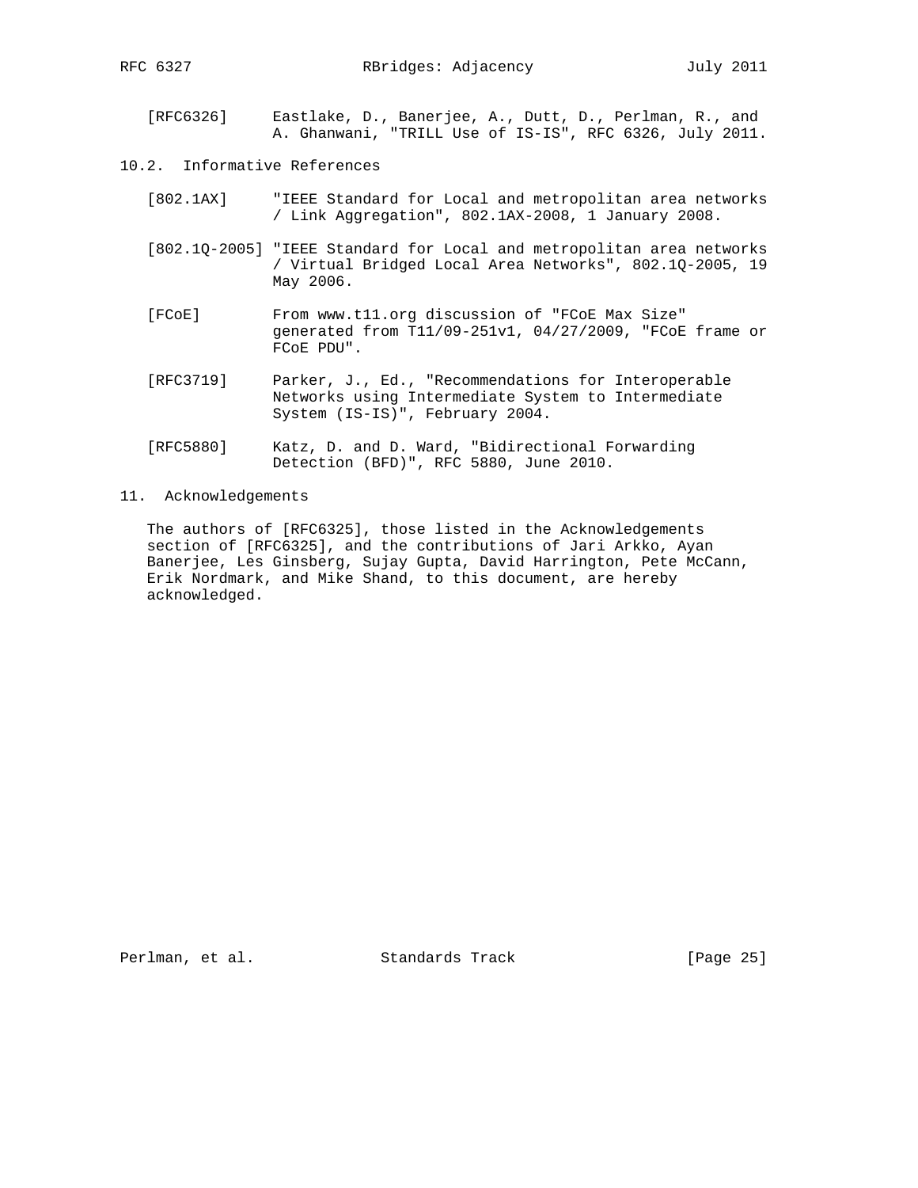[RFC6326] Eastlake, D., Banerjee, A., Dutt, D., Perlman, R., and A. Ghanwani, "TRILL Use of IS-IS", RFC 6326, July 2011.

## 10.2. Informative References

[802.1AX] "IEEE Standard for Local and metropolitan area networks / Link Aggregation", 802.1AX-2008, 1 January 2008.

[802.1Q-2005] "IEEE Standard for Local and metropolitan area networks / Virtual Bridged Local Area Networks", 802.1Q-2005, 19 May 2006.

[FCoE] From www.t11.org discussion of "FCoE Max Size" generated from T11/09-251v1, 04/27/2009, "FCoE frame or FCoE PDU".

[RFC3719] Parker, J., Ed., "Recommendations for Interoperable Networks using Intermediate System to Intermediate System (IS-IS)", February 2004.

[RFC5880] Katz, D. and D. Ward, "Bidirectional Forwarding Detection (BFD)", RFC 5880, June 2010.

# 11. Acknowledgements

The authors of [RFC6325], those listed in the Acknowledgements section of [RFC6325], and the contributions of Jari Arkko, Ayan Banerjee, Les Ginsberg, Sujay Gupta, David Harrington, Pete McCann, Erik Nordmark, and Mike Shand, to this document, are hereby acknowledged.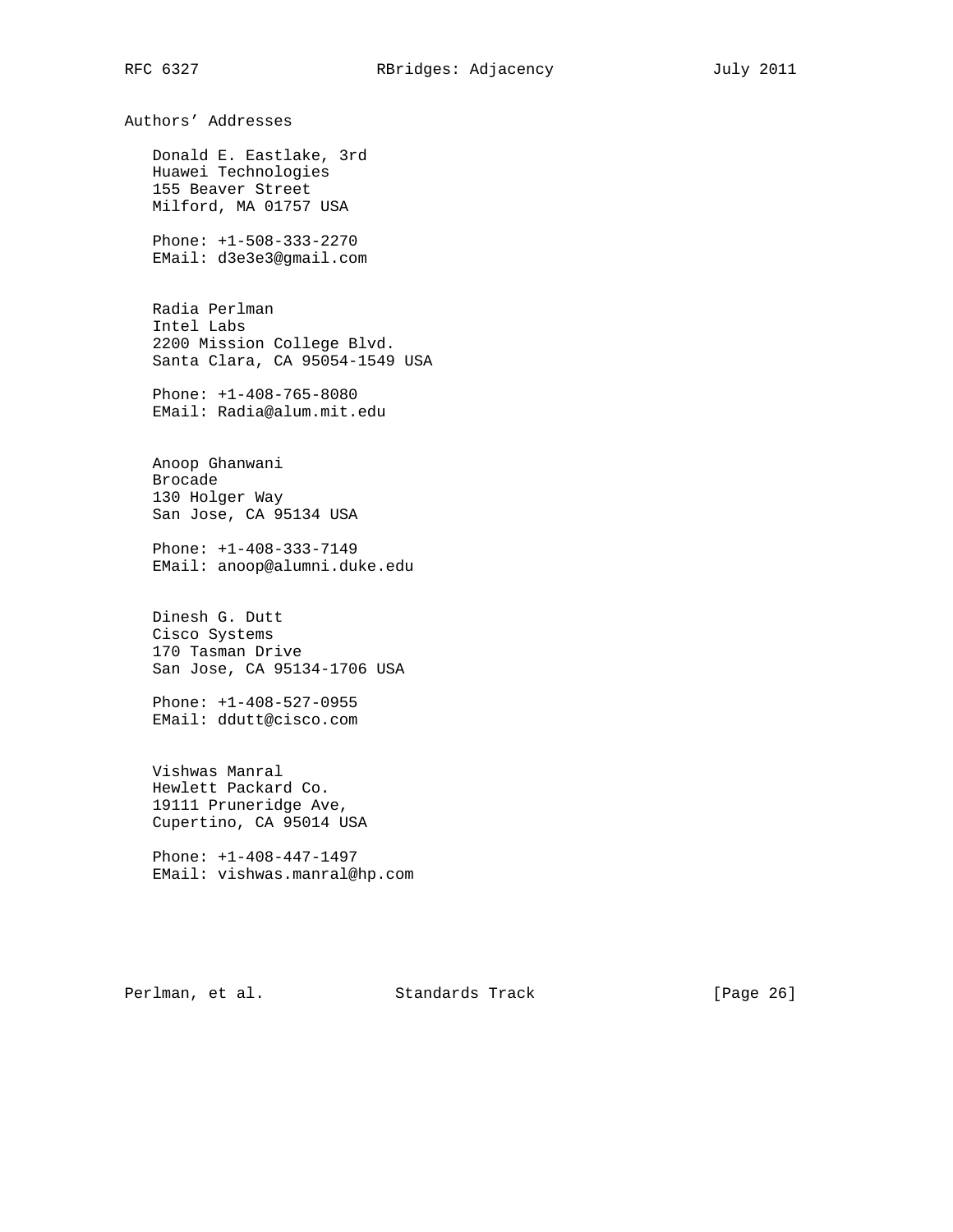## Authors' Addresses

Donald E. Eastlake, 3rd
Huawei Technologies
155 Beaver Street
Milford, MA 01757 USA

Phone: +1-508-333-2270
EMail: d3e3e3@gmail.com

Radia Perlman
Intel Labs
2200 Mission College Blvd.
Santa Clara, CA 95054-1549 USA

Phone: +1-408-765-8080
EMail: Radia@alum.mit.edu

Anoop Ghanwani
Brocade
130 Holger Way
San Jose, CA 95134 USA

Phone: +1-408-333-7149
EMail: anoop@alumni.duke.edu

Dinesh G. Dutt
Cisco Systems
170 Tasman Drive
San Jose, CA 95134-1706 USA

Phone: +1-408-527-0955
EMail: ddutt@cisco.com

Vishwas Manral
Hewlett Packard Co.
19111 Pruneridge Ave,
Cupertino, CA 95014 USA

Phone: +1-408-447-1497
EMail: vishwas.manral@hp.com